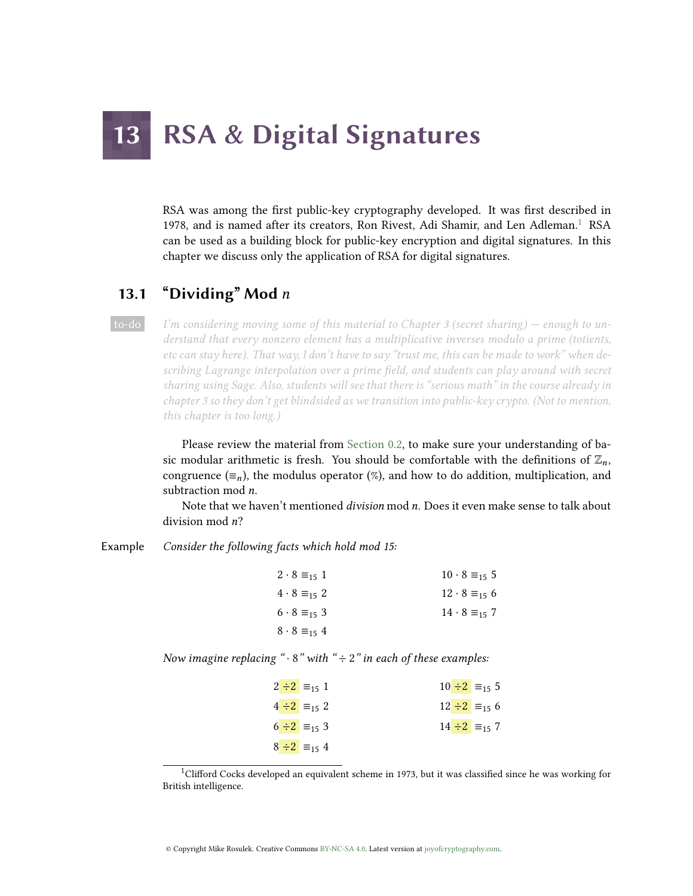# 13 RSA & Digital Signatures

RSA was among the first public-key cryptography developed. It was first described in 1978, and is named after its creators, Ron Rivest, Adi Shamir, and Len Adleman.[1] RSA can be used as a building block for public-key encryption and digital signatures. In this chapter we discuss only the application of RSA for digital signatures.

## 13.1 "Dividing" Mod $n$

to-do *I'm considering moving some of this material to Chapter 3 (secret sharing) — enough to understand that every nonzero element has a multiplicative inverses modulo a prime (totients, etc can stay here). That way, I don't have to say "trust me, this can be made to work" when describing Lagrange interpolation over a prime field, and students can play around with secret sharing using Sage. Also, students will see that there is "serious math" in the course already in chapter 3 so they don't get blindsided as we transition into public-key crypto. (Not to mention, this chapter is too long.)*

Please review the material from Section 0.2, to make sure your understanding of basic modular arithmetic is fresh. You should be comfortable with the definitions of $\mathbb{Z}_n$, congruence ($\equiv_n$), the modulus operator (%), and how to do addition, multiplication, and subtraction mod $n$.

Note that we haven't mentioned *division* mod $n$. Does it even make sense to talk about division mod $n$?

**Example** *Consider the following facts which hold mod 15:*

$$
\begin{aligned}
2 \cdot 8 &\equiv_{15} 1 & \qquad 10 \cdot 8 &\equiv_{15} 5 \\
4 \cdot 8 &\equiv_{15} 2 & \qquad 12 \cdot 8 &\equiv_{15} 6 \\
6 \cdot 8 &\equiv_{15} 3 & \qquad 14 \cdot 8 &\equiv_{15} 7 \\
8 \cdot 8 &\equiv_{15} 4 & &
\end{aligned}
$$

*Now imagine replacing "$\cdot\, 8$" with "$\div\, 2$" in each of these examples:*

$$
\begin{aligned}
2 \div 2 &\equiv_{15} 1 & \qquad 10 \div 2 &\equiv_{15} 5 \\
4 \div 2 &\equiv_{15} 2 & \qquad 12 \div 2 &\equiv_{15} 6 \\
6 \div 2 &\equiv_{15} 3 & \qquad 14 \div 2 &\equiv_{15} 7 \\
8 \div 2 &\equiv_{15} 4 & &
\end{aligned}
$$

[1] Clifford Cocks developed an equivalent scheme in 1973, but it was classified since he was working for British intelligence.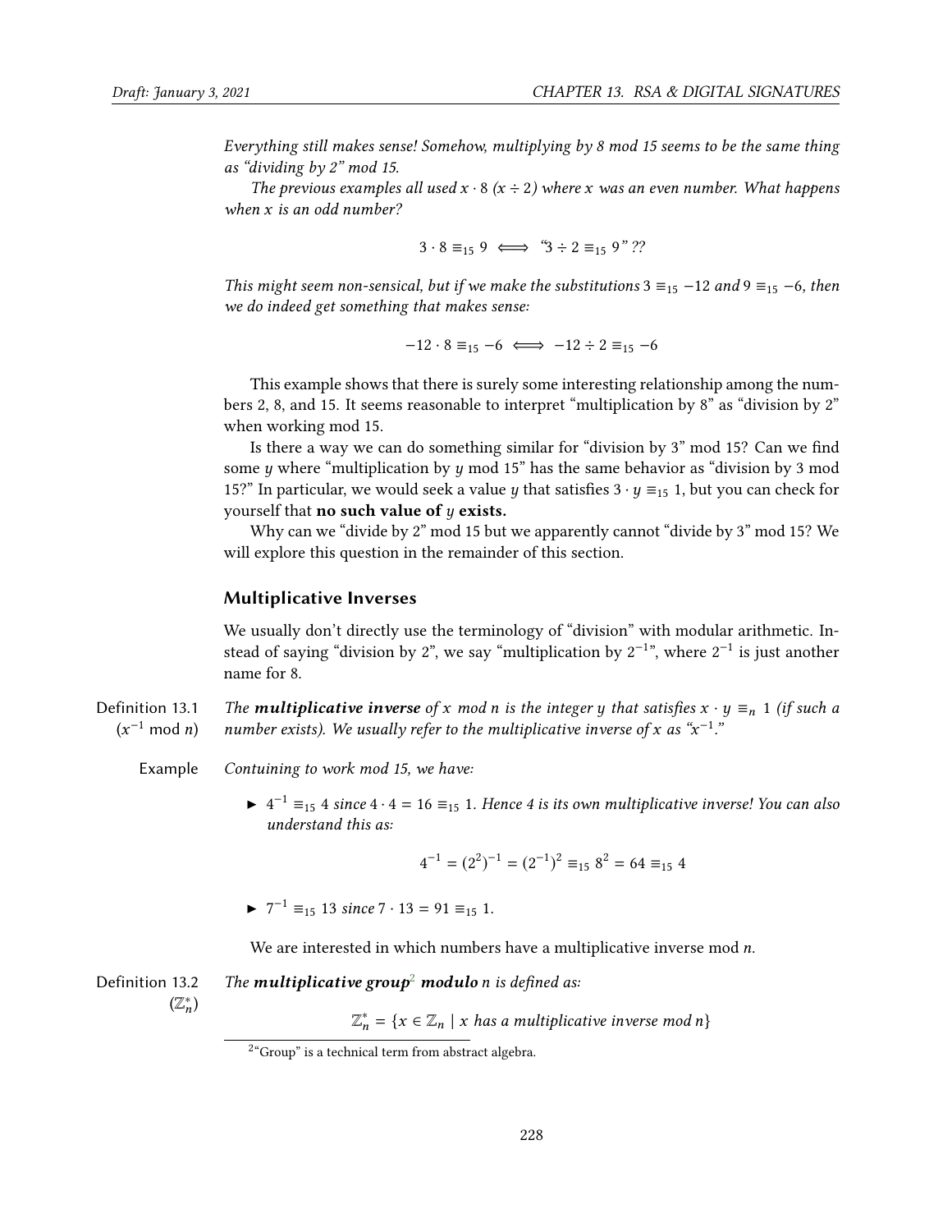*Everything still makes sense! Somehow, multiplying by 8 mod 15 seems to be the same thing as "dividing by 2" mod 15.*

*The previous examples all used $x \cdot 8$ ($x \div 2$) where $x$ was an even number. What happens when $x$ is an odd number?*

$$3 \cdot 8 \equiv_{15} 9 \iff \text{"}3 \div 2 \equiv_{15} 9\text{" ??}$$

*This might seem non-sensical, but if we make the substitutions $3 \equiv_{15} -12$ and $9 \equiv_{15} -6$, then we do indeed get something that makes sense:*

$$-12 \cdot 8 \equiv_{15} -6 \iff -12 \div 2 \equiv_{15} -6$$

This example shows that there is surely some interesting relationship among the numbers 2, 8, and 15. It seems reasonable to interpret "multiplication by 8" as "division by 2" when working mod 15.

Is there a way we can do something similar for "division by 3" mod 15? Can we find some $y$ where "multiplication by $y$ mod 15" has the same behavior as "division by 3 mod 15?" In particular, we would seek a value $y$ that satisfies $3 \cdot y \equiv_{15} 1$, but you can check for yourself that **no such value of $y$ exists.**

Why can we "divide by 2" mod 15 but we apparently cannot "divide by 3" mod 15? We will explore this question in the remainder of this section.

### Multiplicative Inverses

We usually don't directly use the terminology of "division" with modular arithmetic. Instead of saying "division by 2", we say "multiplication by $2^{-1}$", where $2^{-1}$ is just another name for 8.

**Definition 13.1** ($x^{-1} \bmod n$) *The **multiplicative inverse** of $x$ mod $n$ is the integer $y$ that satisfies $x \cdot y \equiv_n 1$ (if such a number exists). We usually refer to the multiplicative inverse of $x$ as "$x^{-1}$."*

**Example** *Contuining to work mod 15, we have:*

- $4^{-1} \equiv_{15} 4$ *since* $4 \cdot 4 = 16 \equiv_{15} 1$. *Hence 4 is its own multiplicative inverse! You can also understand this as:*

$$4^{-1} = (2^2)^{-1} = (2^{-1})^2 \equiv_{15} 8^2 = 64 \equiv_{15} 4$$

- $7^{-1} \equiv_{15} 13$ *since* $7 \cdot 13 = 91 \equiv_{15} 1$.

We are interested in which numbers have a multiplicative inverse mod $n$.

**Definition 13.2** ($\mathbb{Z}_n^*$) *The **multiplicative group**[2] **modulo** $n$ is defined as:*

$$\mathbb{Z}_n^* = \{x \in \mathbb{Z}_n \mid x \text{ has a multiplicative inverse mod } n\}$$

[2] "Group" is a technical term from abstract algebra.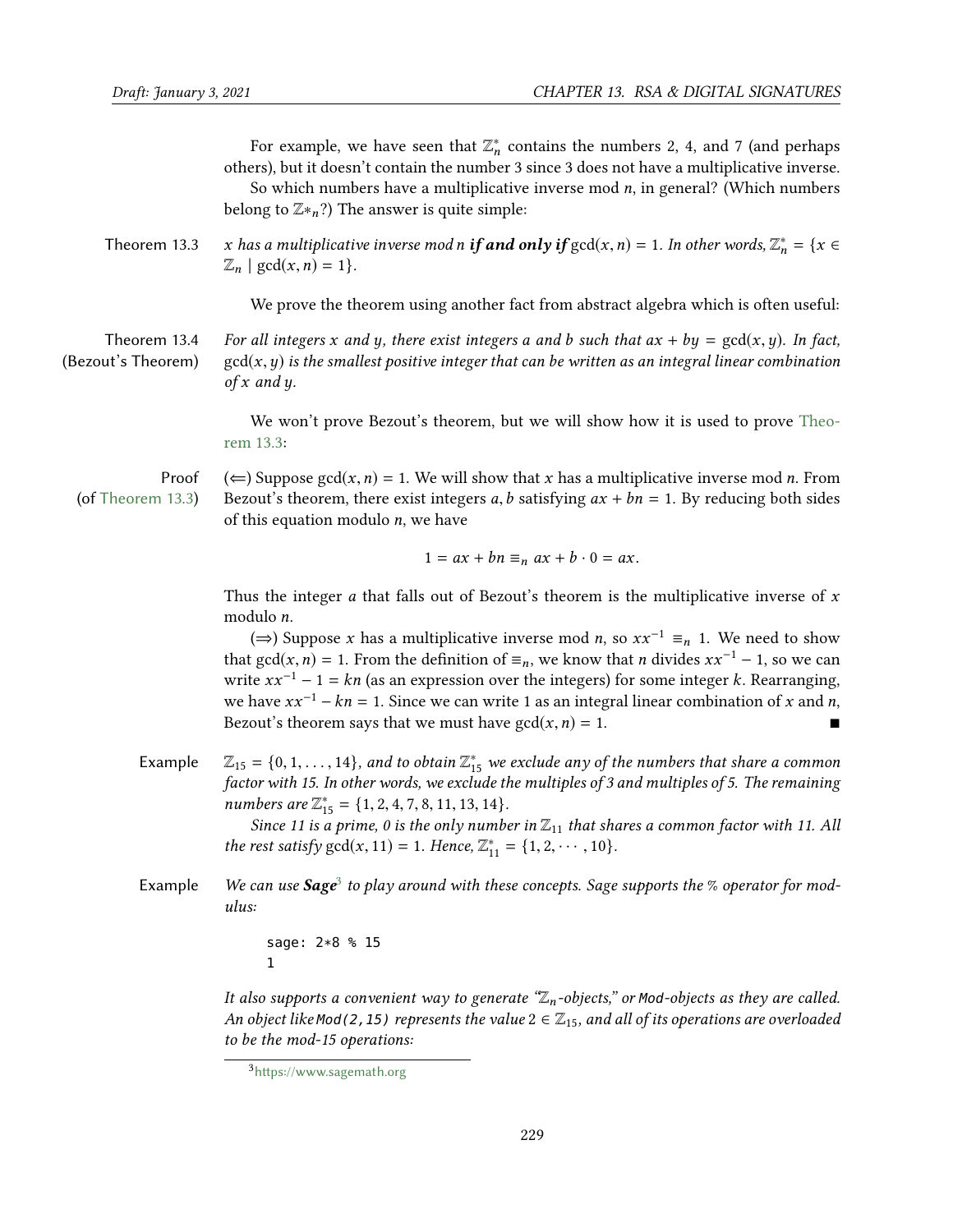For example, we have seen that $\mathbb{Z}_n^*$ contains the numbers 2, 4, and 7 (and perhaps others), but it doesn't contain the number 3 since 3 does not have a multiplicative inverse.

So which numbers have a multiplicative inverse mod $n$, in general? (Which numbers belong to $\mathbb{Z}*_n$?) The answer is quite simple:

**Theorem 13.3** *$x$ has a multiplicative inverse mod $n$ **if and only if** $\gcd(x, n) = 1$. In other words, $\mathbb{Z}_n^* = \{x \in \mathbb{Z}_n \mid \gcd(x, n) = 1\}$.*

We prove the theorem using another fact from abstract algebra which is often useful:

**Theorem 13.4 (Bezout's Theorem)** *For all integers $x$ and $y$, there exist integers $a$ and $b$ such that $ax + by = \gcd(x, y)$. In fact, $\gcd(x, y)$ is the smallest positive integer that can be written as an integral linear combination of $x$ and $y$.*

We won't prove Bezout's theorem, but we will show how it is used to prove Theorem 13.3:

**Proof (of Theorem 13.3)** ($\Leftarrow$) Suppose $\gcd(x, n) = 1$. We will show that $x$ has a multiplicative inverse mod $n$. From Bezout's theorem, there exist integers $a, b$ satisfying $ax + bn = 1$. By reducing both sides of this equation modulo $n$, we have

$$1 = ax + bn \equiv_n ax + b \cdot 0 = ax.$$

Thus the integer $a$ that falls out of Bezout's theorem is the multiplicative inverse of $x$ modulo $n$.

($\Rightarrow$) Suppose $x$ has a multiplicative inverse mod $n$, so $xx^{-1} \equiv_n 1$. We need to show that $\gcd(x, n) = 1$. From the definition of $\equiv_n$, we know that $n$ divides $xx^{-1} - 1$, so we can write $xx^{-1} - 1 = kn$ (as an expression over the integers) for some integer $k$. Rearranging, we have $xx^{-1} - kn = 1$. Since we can write 1 as an integral linear combination of $x$ and $n$, Bezout's theorem says that we must have $\gcd(x, n) = 1$. ■

**Example** *$\mathbb{Z}_{15} = \{0, 1, \ldots, 14\}$, and to obtain $\mathbb{Z}_{15}^*$ we exclude any of the numbers that share a common factor with 15. In other words, we exclude the multiples of 3 and multiples of 5. The remaining numbers are $\mathbb{Z}_{15}^* = \{1, 2, 4, 7, 8, 11, 13, 14\}$.*

*Since 11 is a prime, 0 is the only number in $\mathbb{Z}_{11}$ that shares a common factor with 11. All the rest satisfy $\gcd(x, 11) = 1$. Hence, $\mathbb{Z}_{11}^* = \{1, 2, \cdots, 10\}$.*

**Example** *We can use **Sage**[3] to play around with these concepts. Sage supports the % operator for modulus:*

```
sage: 2*8 % 15
1
```

*It also supports a convenient way to generate "$\mathbb{Z}_n$-objects," or `Mod`-objects as they are called. An object like `Mod(2,15)` represents the value $2 \in \mathbb{Z}_{15}$, and all of its operations are overloaded to be the mod-15 operations:*

[3] https://www.sagemath.org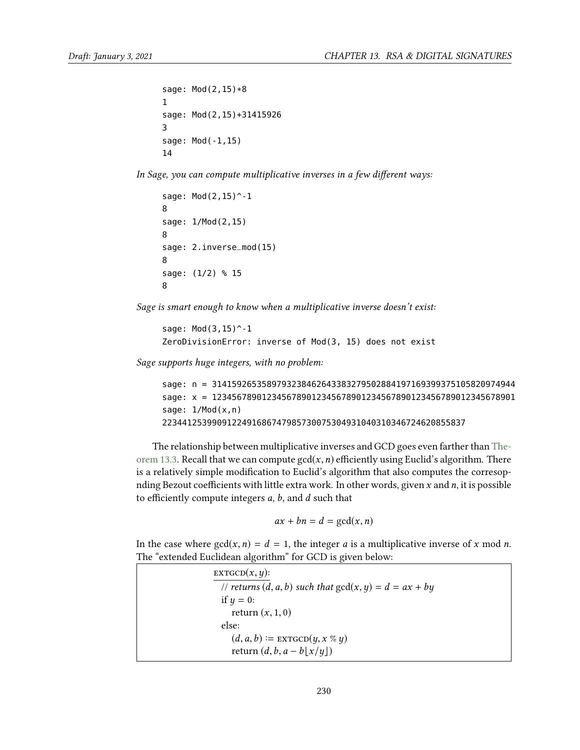```
sage: Mod(2,15)*8
1
sage: Mod(2,15)+31415926
3
sage: Mod(-1,15)
14
```

*In Sage, you can compute multiplicative inverses in a few different ways:*

```
sage: Mod(2,15)^-1
8
sage: 1/Mod(2,15)
8
sage: 2.inverse_mod(15)
8
sage: (1/2) % 15
8
```

*Sage is smart enough to know when a multiplicative inverse doesn't exist:*

```
sage: Mod(3,15)^-1
ZeroDivisionError: inverse of Mod(3, 15) does not exist
```

*Sage supports huge integers, with no problem:*

```
sage: n = 3141592653589793238462643383279502884197169399375105820974944
sage: x = 1234567890123456789012345678901234567890123456789012345678901
sage: 1/Mod(x,n)
2234412539909122491686747985730075304931040310346724620855837
```

The relationship between multiplicative inverses and GCD goes even farther than Theorem 13.3. Recall that we can compute $\gcd(x, n)$ efficiently using Euclid's algorithm. There is a relatively simple modification to Euclid's algorithm that also computes the coresopnding Bezout coefficients with little extra work. In other words, given $x$ and $n$, it is possible to efficiently compute integers $a$, $b$, and $d$ such that

$$ax + bn = d = \gcd(x, n)$$

In the case where $\gcd(x, n) = d = 1$, the integer $a$ is a multiplicative inverse of $x$ mod $n$. The "extended Euclidean algorithm" for GCD is given below:

```
EXTGCD(x, y):
  // returns (d, a, b) such that gcd(x, y) = d = ax + by
  if y = 0:
    return (x, 1, 0)
  else:
    (d, a, b) := EXTGCD(y, x % y)
    return (d, b, a − b⌊x/y⌋)
```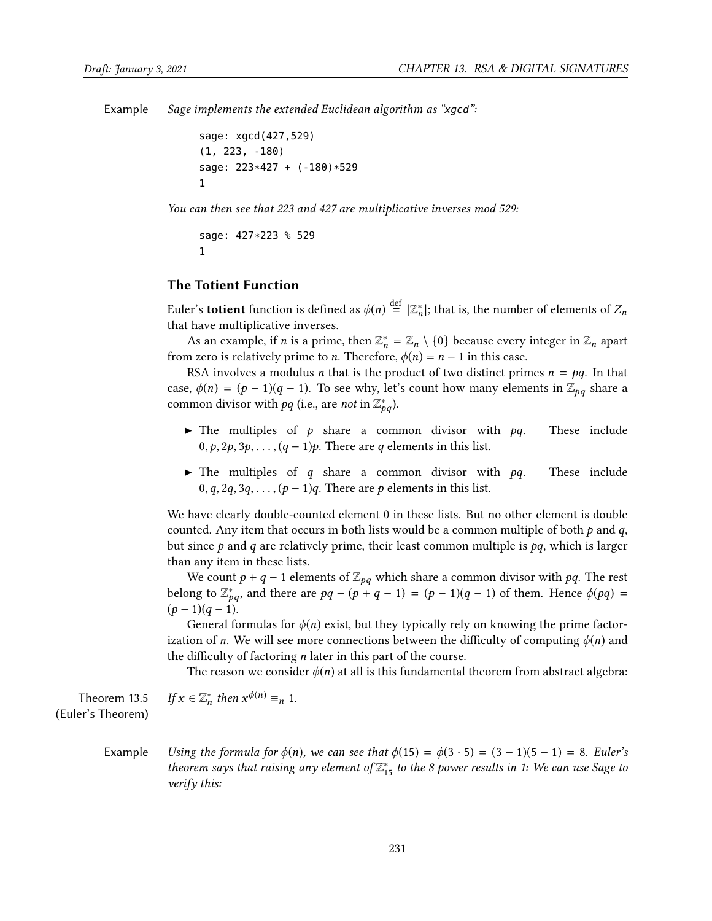Example *Sage implements the extended Euclidean algorithm as "xgcd":*

```
sage: xgcd(427,529)
(1, 223, -180)
sage: 223*427 + (-180)*529
1
```

*You can then see that 223 and 427 are multiplicative inverses mod 529:*

```
sage: 427*223 % 529
1
```

### The Totient Function

Euler's **totient** function is defined as $\phi(n) \stackrel{\text{def}}{=} |\mathbb{Z}_n^*|$; that is, the number of elements of $Z_n$ that have multiplicative inverses.

As an example, if $n$ is a prime, then $\mathbb{Z}_n^* = \mathbb{Z}_n \setminus \{0\}$ because every integer in $\mathbb{Z}_n$ apart from zero is relatively prime to $n$. Therefore, $\phi(n) = n - 1$ in this case.

RSA involves a modulus $n$ that is the product of two distinct primes $n = pq$. In that case, $\phi(n) = (p-1)(q-1)$. To see why, let's count how many elements in $\mathbb{Z}_{pq}$ share a common divisor with $pq$ (i.e., are *not* in $\mathbb{Z}_{pq}^*$).

- The multiples of $p$ share a common divisor with $pq$. These include $0, p, 2p, 3p, \ldots, (q-1)p$. There are $q$ elements in this list.
- The multiples of $q$ share a common divisor with $pq$. These include $0, q, 2q, 3q, \ldots, (p-1)q$. There are $p$ elements in this list.

We have clearly double-counted element 0 in these lists. But no other element is double counted. Any item that occurs in both lists would be a common multiple of both $p$ and $q$, but since $p$ and $q$ are relatively prime, their least common multiple is $pq$, which is larger than any item in these lists.

We count $p + q - 1$ elements of $\mathbb{Z}_{pq}$ which share a common divisor with $pq$. The rest belong to $\mathbb{Z}_{pq}^*$, and there are $pq - (p + q - 1) = (p-1)(q-1)$ of them. Hence $\phi(pq) = (p-1)(q-1)$.

General formulas for $\phi(n)$ exist, but they typically rely on knowing the prime factorization of $n$. We will see more connections between the difficulty of computing $\phi(n)$ and the difficulty of factoring $n$ later in this part of the course.

The reason we consider $\phi(n)$ at all is this fundamental theorem from abstract algebra:

Theorem 13.5 (Euler's Theorem) *If $x \in \mathbb{Z}_n^*$ then $x^{\phi(n)} \equiv_n 1$.*

Example *Using the formula for $\phi(n)$, we can see that $\phi(15) = \phi(3 \cdot 5) = (3-1)(5-1) = 8$. Euler's theorem says that raising any element of $\mathbb{Z}_{15}^*$ to the 8 power results in 1: We can use Sage to verify this:*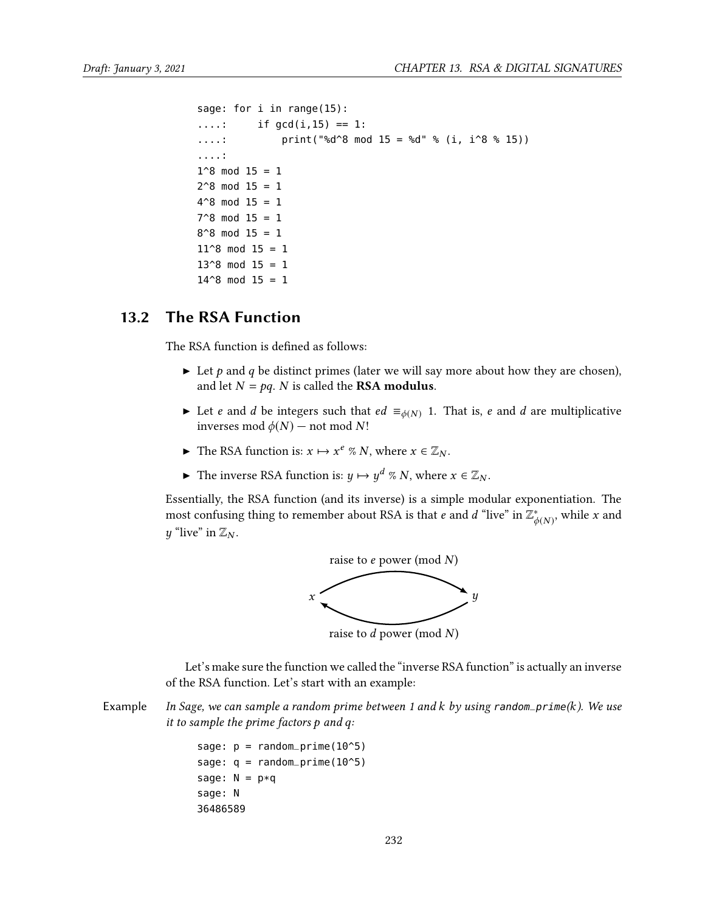```
sage: for i in range(15):
....:     if gcd(i,15) == 1:
....:         print("%d^8 mod 15 = %d" % (i, i^8 % 15))
....:
1^8 mod 15 = 1
2^8 mod 15 = 1
4^8 mod 15 = 1
7^8 mod 15 = 1
8^8 mod 15 = 1
11^8 mod 15 = 1
13^8 mod 15 = 1
14^8 mod 15 = 1
```

## 13.2 The RSA Function

The RSA function is defined as follows:

- Let $p$ and $q$ be distinct primes (later we will say more about how they are chosen), and let $N = pq$. $N$ is called the **RSA modulus**.
- Let $e$ and $d$ be integers such that $ed \equiv_{\phi(N)} 1$. That is, $e$ and $d$ are multiplicative inverses mod $\phi(N)$ — not mod $N$!
- The RSA function is: $x \mapsto x^e \,\%\, N$, where $x \in \mathbb{Z}_N$.
- The inverse RSA function is: $y \mapsto y^d \,\%\, N$, where $x \in \mathbb{Z}_N$.

Essentially, the RSA function (and its inverse) is a simple modular exponentiation. The most confusing thing to remember about RSA is that $e$ and $d$ "live" in $\mathbb{Z}^*_{\phi(N)}$, while $x$ and $y$ "live" in $\mathbb{Z}_N$.

raise to $e$ power (mod $N$)

$x$ ⟶ $y$

raise to $d$ power (mod $N$)

Let's make sure the function we called the "inverse RSA function" is actually an inverse of the RSA function. Let's start with an example:

Example *In Sage, we can sample a random prime between 1 and $k$ by using* `random_prime(k)`*. We use it to sample the prime factors $p$ and $q$:*

```
sage: p = random_prime(10^5)
sage: q = random_prime(10^5)
sage: N = p*q
sage: N
36486589
```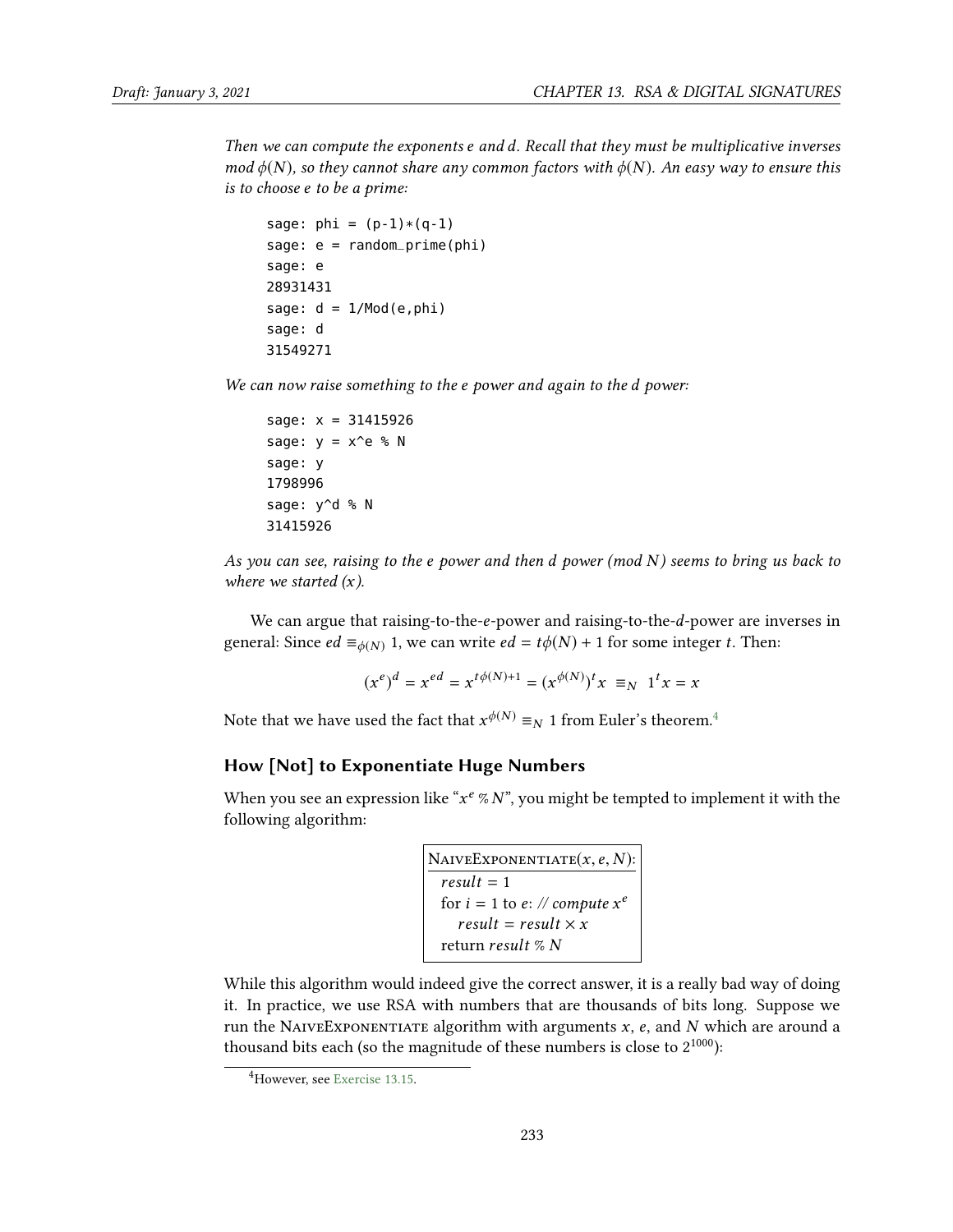*Then we can compute the exponents e and d. Recall that they must be multiplicative inverses mod $\phi(N)$, so they cannot share any common factors with $\phi(N)$. An easy way to ensure this is to choose e to be a prime:*

```
sage: phi = (p-1)*(q-1)
sage: e = random_prime(phi)
sage: e
28931431
sage: d = 1/Mod(e,phi)
sage: d
31549271
```

*We can now raise something to the e power and again to the d power:*

```
sage: x = 31415926
sage: y = x^e % N
sage: y
1798996
sage: y^d % N
31415926
```

*As you can see, raising to the e power and then d power (mod N) seems to bring us back to where we started (x).*

We can argue that raising-to-the-$e$-power and raising-to-the-$d$-power are inverses in general: Since $ed \equiv_{\phi(N)} 1$, we can write $ed = t\phi(N) + 1$ for some integer $t$. Then:

$$(x^e)^d = x^{ed} = x^{t\phi(N)+1} = (x^{\phi(N)})^t x \equiv_N 1^t x = x$$

Note that we have used the fact that $x^{\phi(N)} \equiv_N 1$ from Euler's theorem.[4]

## How [Not] to Exponentiate Huge Numbers

When you see an expression like "$x^e \,\%\, N$", you might be tempted to implement it with the following algorithm:

```
NaiveExponentiate(x, e, N):
  result = 1
  for i = 1 to e: // compute x^e
    result = result × x
  return result % N
```

While this algorithm would indeed give the correct answer, it is a really bad way of doing it. In practice, we use RSA with numbers that are thousands of bits long. Suppose we run the NaiveExponentiate algorithm with arguments $x$, $e$, and $N$ which are around a thousand bits each (so the magnitude of these numbers is close to $2^{1000}$):

[4] However, see Exercise 13.15.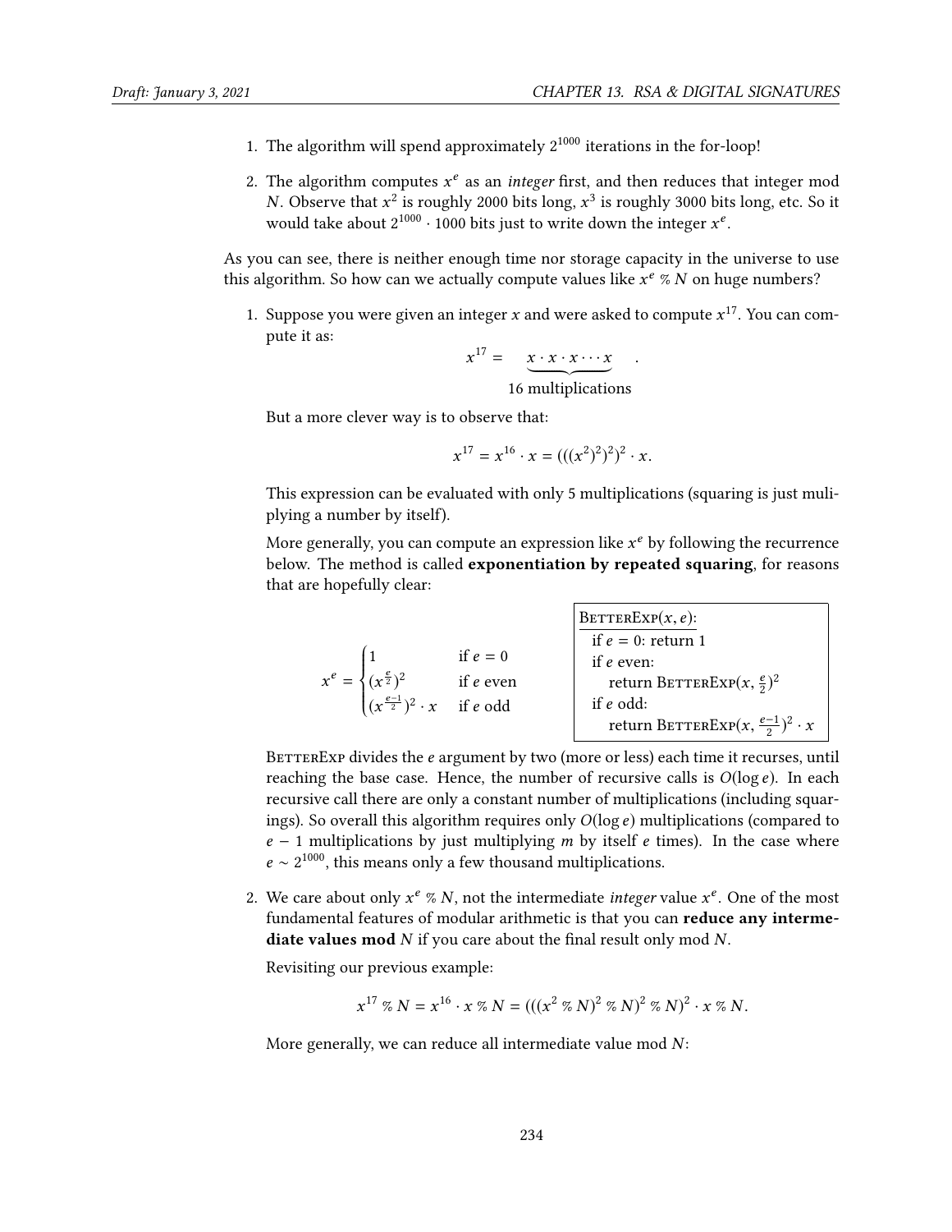1. The algorithm will spend approximately $2^{1000}$ iterations in the for-loop!

2. The algorithm computes $x^e$ as an *integer* first, and then reduces that integer mod $N$. Observe that $x^2$ is roughly 2000 bits long, $x^3$ is roughly 3000 bits long, etc. So it would take about $2^{1000} \cdot 1000$ bits just to write down the integer $x^e$.

As you can see, there is neither enough time nor storage capacity in the universe to use this algorithm. So how can we actually compute values like $x^e \% N$ on huge numbers?

1. Suppose you were given an integer $x$ and were asked to compute $x^{17}$. You can compute it as:

$$x^{17} = \underbrace{x \cdot x \cdot x \cdots x}_{16 \text{ multiplications}}.$$

But a more clever way is to observe that:

$$x^{17} = x^{16} \cdot x = (((x^2)^2)^2)^2 \cdot x.$$

This expression can be evaluated with only 5 multiplications (squaring is just muliplying a number by itself).

More generally, you can compute an expression like $x^e$ by following the recurrence below. The method is called **exponentiation by repeated squaring**, for reasons that are hopefully clear:

$$x^e = \begin{cases} 1 & \text{if } e = 0 \\ (x^{\frac{e}{2}})^2 & \text{if } e \text{ even} \\ (x^{\frac{e-1}{2}})^2 \cdot x & \text{if } e \text{ odd} \end{cases}$$

```
BetterExp(x, e):
  if e = 0: return 1
  if e even:
    return BetterExp(x, e/2)^2
  if e odd:
    return BetterExp(x, (e-1)/2)^2 · x
```

BetterExp divides the $e$ argument by two (more or less) each time it recurses, until reaching the base case. Hence, the number of recursive calls is $O(\log e)$. In each recursive call there are only a constant number of multiplications (including squarings). So overall this algorithm requires only $O(\log e)$ multiplications (compared to $e - 1$ multiplications by just multiplying $m$ by itself $e$ times). In the case where $e \sim 2^{1000}$, this means only a few thousand multiplications.

2. We care about only $x^e \% N$, not the intermediate *integer* value $x^e$. One of the most fundamental features of modular arithmetic is that you can **reduce any intermediate values mod** $N$ if you care about the final result only mod $N$.

Revisiting our previous example:

$$x^{17} \% N = x^{16} \cdot x \% N = (((x^2 \% N)^2 \% N)^2 \% N)^2 \cdot x \% N.$$

More generally, we can reduce all intermediate value mod $N$: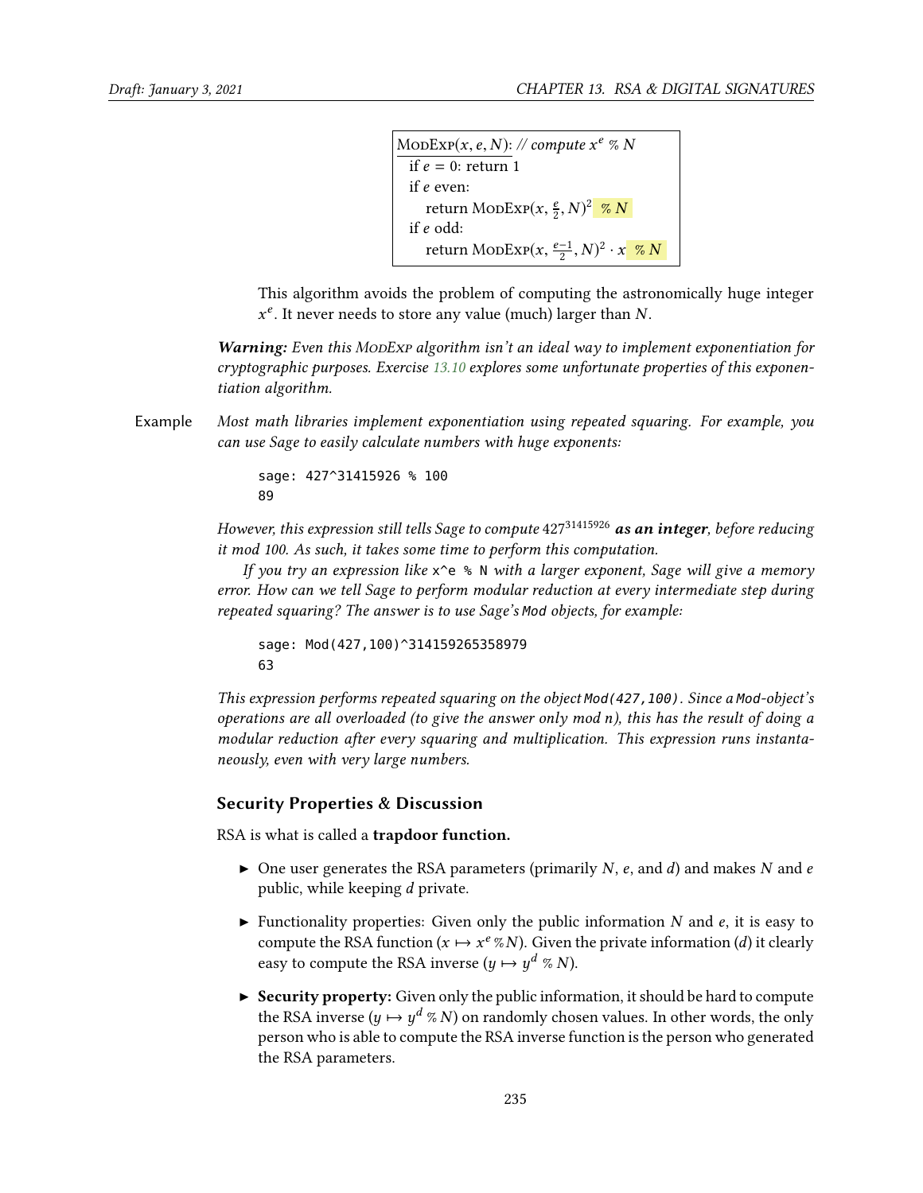```
ModExp(x, e, N): // compute x^e % N
  if e = 0: return 1
  if e even:
    return ModExp(x, e/2, N)^2 % N
  if e odd:
    return ModExp(x, (e-1)/2, N)^2 · x % N
```

This algorithm avoids the problem of computing the astronomically huge integer $x^e$. It never needs to store any value (much) larger than $N$.

***Warning:*** *Even this* ModExp *algorithm isn't an ideal way to implement exponentiation for cryptographic purposes. Exercise 13.10 explores some unfortunate properties of this exponentiation algorithm.*

Example *Most math libraries implement exponentiation using repeated squaring. For example, you can use Sage to easily calculate numbers with huge exponents:*

```
sage: 427^31415926 % 100
89
```

*However, this expression still tells Sage to compute* $427^{31415926}$ ***as an integer****, before reducing it mod 100. As such, it takes some time to perform this computation.*

*If you try an expression like* `x^e % N` *with a larger exponent, Sage will give a memory error. How can we tell Sage to perform modular reduction at every intermediate step during repeated squaring? The answer is to use Sage's* `Mod` *objects, for example:*

```
sage: Mod(427,100)^314159265358979
63
```

*This expression performs repeated squaring on the object* `Mod(427,100)`*. Since a* `Mod`*-object's operations are all overloaded (to give the answer only mod n), this has the result of doing a modular reduction after every squaring and multiplication. This expression runs instantaneously, even with very large numbers.*

### Security Properties & Discussion

RSA is what is called a **trapdoor function.**

- One user generates the RSA parameters (primarily $N$, $e$, and $d$) and makes $N$ and $e$ public, while keeping $d$ private.
- Functionality properties: Given only the public information $N$ and $e$, it is easy to compute the RSA function ($x \mapsto x^e \,\%\, N$). Given the private information ($d$) it clearly easy to compute the RSA inverse ($y \mapsto y^d \,\%\, N$).
- **Security property:** Given only the public information, it should be hard to compute the RSA inverse ($y \mapsto y^d \,\%\, N$) on randomly chosen values. In other words, the only person who is able to compute the RSA inverse function is the person who generated the RSA parameters.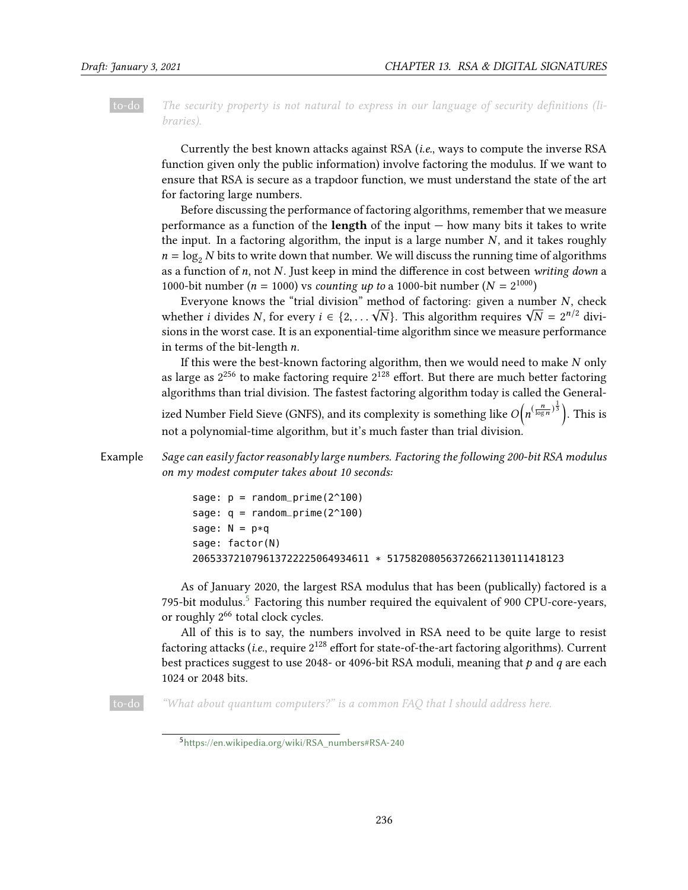to-do *The security property is not natural to express in our language of security definitions (libraries).*

Currently the best known attacks against RSA (*i.e.*, ways to compute the inverse RSA function given only the public information) involve factoring the modulus. If we want to ensure that RSA is secure as a trapdoor function, we must understand the state of the art for factoring large numbers.

Before discussing the performance of factoring algorithms, remember that we measure performance as a function of the **length** of the input — how many bits it takes to write the input. In a factoring algorithm, the input is a large number $N$, and it takes roughly $n = \log_2 N$ bits to write down that number. We will discuss the running time of algorithms as a function of $n$, not $N$. Just keep in mind the difference in cost between *writing down* a 1000-bit number ($n = 1000$) vs *counting up to* a 1000-bit number ($N = 2^{1000}$)

Everyone knows the "trial division" method of factoring: given a number $N$, check whether $i$ divides $N$, for every $i \in \{2, \dots \sqrt{N}\}$. This algorithm requires $\sqrt{N} = 2^{n/2}$ divisions in the worst case. It is an exponential-time algorithm since we measure performance in terms of the bit-length $n$.

If this were the best-known factoring algorithm, then we would need to make $N$ only as large as $2^{256}$ to make factoring require $2^{128}$ effort. But there are much better factoring algorithms than trial division. The fastest factoring algorithm today is called the Generalized Number Field Sieve (GNFS), and its complexity is something like $O\Big(n^{(\frac{n}{\log n})^{\frac{1}{3}}}\Big)$. This is not a polynomial-time algorithm, but it's much faster than trial division.

Example *Sage can easily factor reasonably large numbers. Factoring the following 200-bit RSA modulus on my modest computer takes about 10 seconds:*

```
sage: p = random_prime(2^100)
sage: q = random_prime(2^100)
sage: N = p*q
sage: factor(N)
206533721079613722225064934611 * 517582080563726621130111418123
```

As of January 2020, the largest RSA modulus that has been (publically) factored is a 795-bit modulus.[5] Factoring this number required the equivalent of 900 CPU-core-years, or roughly $2^{66}$ total clock cycles.

All of this is to say, the numbers involved in RSA need to be quite large to resist factoring attacks (*i.e.*, require $2^{128}$ effort for state-of-the-art factoring algorithms). Current best practices suggest to use 2048- or 4096-bit RSA moduli, meaning that $p$ and $q$ are each 1024 or 2048 bits.

to-do *"What about quantum computers?" is a common FAQ that I should address here.*

[5] https://en.wikipedia.org/wiki/RSA_numbers#RSA-240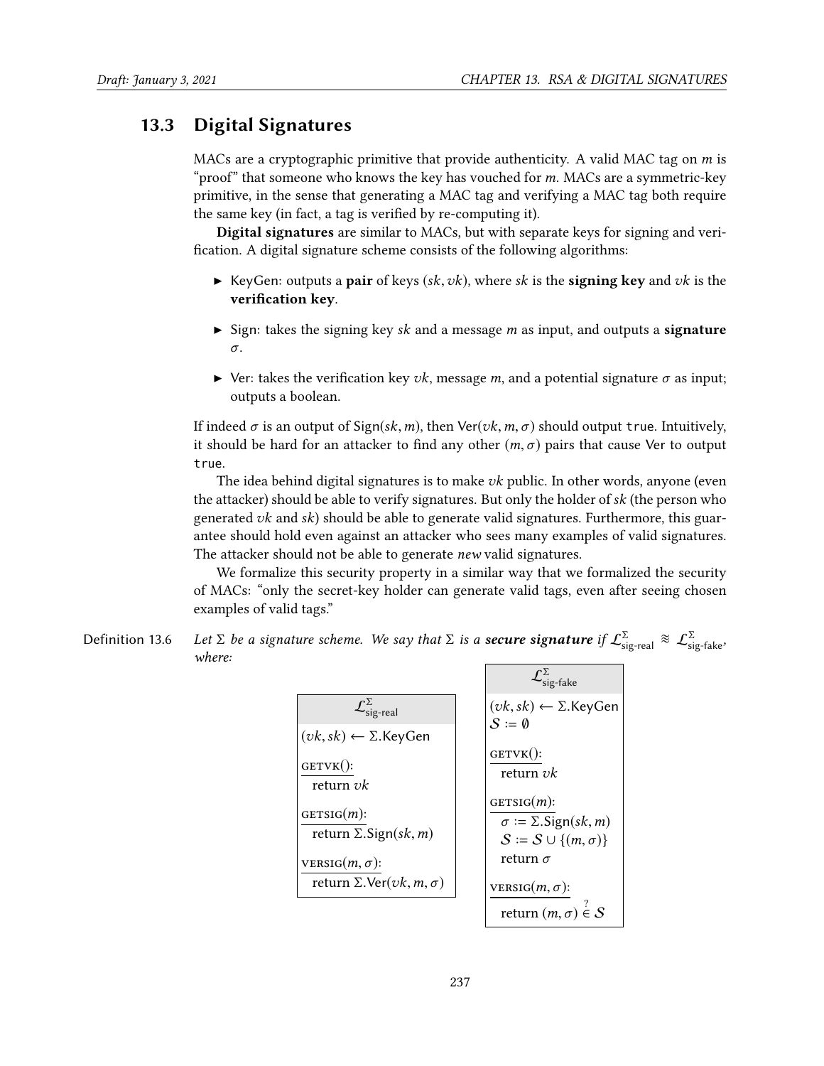## 13.3 Digital Signatures

MACs are a cryptographic primitive that provide authenticity. A valid MAC tag on $m$ is "proof" that someone who knows the key has vouched for $m$. MACs are a symmetric-key primitive, in the sense that generating a MAC tag and verifying a MAC tag both require the same key (in fact, a tag is verified by re-computing it).

**Digital signatures** are similar to MACs, but with separate keys for signing and verification. A digital signature scheme consists of the following algorithms:

- KeyGen: outputs a **pair** of keys $(sk, vk)$, where $sk$ is the **signing key** and $vk$ is the **verification key**.
- Sign: takes the signing key $sk$ and a message $m$ as input, and outputs a **signature** $\sigma$.
- Ver: takes the verification key $vk$, message $m$, and a potential signature $\sigma$ as input; outputs a boolean.

If indeed $\sigma$ is an output of $\text{Sign}(sk, m)$, then $\text{Ver}(vk, m, \sigma)$ should output `true`. Intuitively, it should be hard for an attacker to find any other $(m, \sigma)$ pairs that cause Ver to output `true`.

The idea behind digital signatures is to make $vk$ public. In other words, anyone (even the attacker) should be able to verify signatures. But only the holder of $sk$ (the person who generated $vk$ and $sk$) should be able to generate valid signatures. Furthermore, this guarantee should hold even against an attacker who sees many examples of valid signatures. The attacker should not be able to generate *new* valid signatures.

We formalize this security property in a similar way that we formalized the security of MACs: "only the secret-key holder can generate valid tags, even after seeing chosen examples of valid tags."

**Definition 13.6** *Let $\Sigma$ be a signature scheme. We say that $\Sigma$ is a **secure signature** if $\mathcal{L}^{\Sigma}_{\text{sig-real}} \approx \mathcal{L}^{\Sigma}_{\text{sig-fake}}$, where:*

```
L^Σ_sig-real
----------------------------
(vk, sk) ← Σ.KeyGen

GETVK():
  return vk

GETSIG(m):
  return Σ.Sign(sk, m)

VERSIG(m, σ):
  return Σ.Ver(vk, m, σ)
```

```
L^Σ_sig-fake
----------------------------
(vk, sk) ← Σ.KeyGen
S := ∅

GETVK():
  return vk

GETSIG(m):
  σ := Σ.Sign(sk, m)
  S := S ∪ {(m, σ)}
  return σ

VERSIG(m, σ):
  return (m, σ) ∈? S
```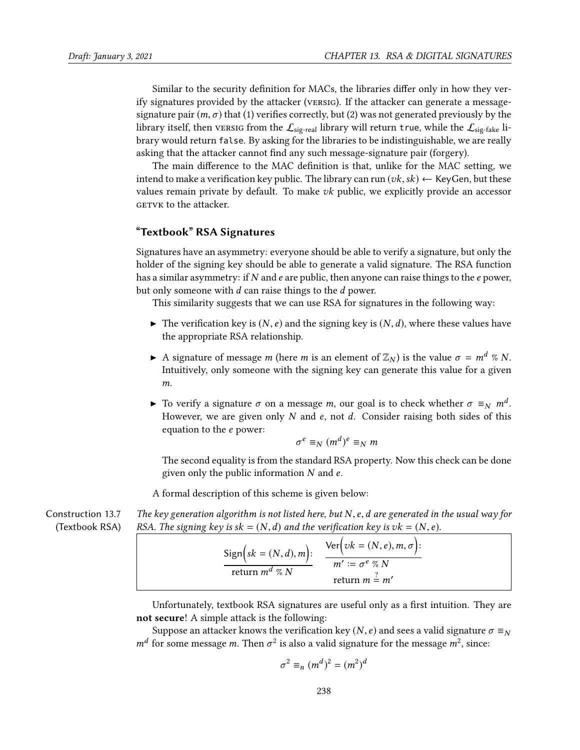Similar to the security definition for MACs, the libraries differ only in how they verify signatures provided by the attacker (VERSIG). If the attacker can generate a message-signature pair $(m, \sigma)$ that (1) verifies correctly, but (2) was not generated previously by the library itself, then VERSIG from the $\mathcal{L}_{\text{sig-real}}$ library will return `true`, while the $\mathcal{L}_{\text{sig-fake}}$ library would return `false`. By asking for the libraries to be indistinguishable, we are really asking that the attacker cannot find any such message-signature pair (forgery).

The main difference to the MAC definition is that, unlike for the MAC setting, we intend to make a verification key public. The library can run $(vk, sk) \leftarrow \text{KeyGen}$, but these values remain private by default. To make $vk$ public, we explicitly provide an accessor GETVK to the attacker.

## "Textbook" RSA Signatures

Signatures have an asymmetry: everyone should be able to verify a signature, but only the holder of the signing key should be able to generate a valid signature. The RSA function has a similar asymmetry: if $N$ and $e$ are public, then anyone can raise things to the $e$ power, but only someone with $d$ can raise things to the $d$ power.

This similarity suggests that we can use RSA for signatures in the following way:

- The verification key is $(N, e)$ and the signing key is $(N, d)$, where these values have the appropriate RSA relationship.
- A signature of message $m$ (here $m$ is an element of $\mathbb{Z}_N$) is the value $\sigma = m^d \,\%\, N$. Intuitively, only someone with the signing key can generate this value for a given $m$.
- To verify a signature $\sigma$ on a message $m$, our goal is to check whether $\sigma \equiv_N m^d$. However, we are given only $N$ and $e$, not $d$. Consider raising both sides of this equation to the $e$ power:

  $$\sigma^e \equiv_N (m^d)^e \equiv_N m$$

  The second equality is from the standard RSA property. Now this check can be done given only the public information $N$ and $e$.

A formal description of this scheme is given below:

**Construction 13.7 (Textbook RSA)** *The key generation algorithm is not listed here, but $N, e, d$ are generated in the usual way for RSA. The signing key is $sk = (N, d)$ and the verification key is $vk = (N, e)$.*

```
Sign(sk = (N, d), m):          Ver(vk = (N, e), m, σ):
  return m^d % N                 m' := σ^e % N
                                 return m =? m'
```

Unfortunately, textbook RSA signatures are useful only as a first intuition. They are **not secure**! A simple attack is the following:

Suppose an attacker knows the verification key $(N, e)$ and sees a valid signature $\sigma \equiv_N m^d$ for some message $m$. Then $\sigma^2$ is also a valid signature for the message $m^2$, since:

$$\sigma^2 \equiv_n (m^d)^2 = (m^2)^d$$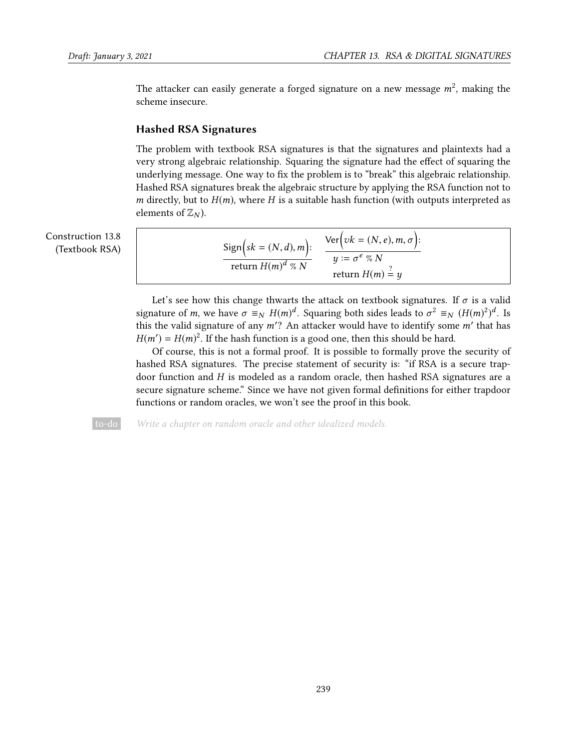The attacker can easily generate a forged signature on a new message $m^2$, making the scheme insecure.

### Hashed RSA Signatures

The problem with textbook RSA signatures is that the signatures and plaintexts had a very strong algebraic relationship. Squaring the signature had the effect of squaring the underlying message. One way to fix the problem is to "break" this algebraic relationship. Hashed RSA signatures break the algebraic structure by applying the RSA function not to $m$ directly, but to $H(m)$, where $H$ is a suitable hash function (with outputs interpreted as elements of $\mathbb{Z}_N$).

**Construction 13.8 (Textbook RSA)**

$$
\begin{array}{l}
\underline{\text{Sign}\Big(sk = (N,d), m\Big):} \\
\text{return } H(m)^d \mathbin{\%} N
\end{array}
\qquad
\begin{array}{l}
\underline{\text{Ver}\Big(vk = (N,e), m, \sigma\Big):} \\
y := \sigma^e \mathbin{\%} N \\
\text{return } H(m) \stackrel{?}{=} y
\end{array}
$$

Let's see how this change thwarts the attack on textbook signatures. If $\sigma$ is a valid signature of $m$, we have $\sigma \equiv_N H(m)^d$. Squaring both sides leads to $\sigma^2 \equiv_N (H(m)^2)^d$. Is this the valid signature of any $m'$? An attacker would have to identify some $m'$ that has $H(m') = H(m)^2$. If the hash function is a good one, then this should be hard.

Of course, this is not a formal proof. It is possible to formally prove the security of hashed RSA signatures. The precise statement of security is: "if RSA is a secure trapdoor function and $H$ is modeled as a random oracle, then hashed RSA signatures are a secure signature scheme." Since we have not given formal definitions for either trapdoor functions or random oracles, we won't see the proof in this book.

to-do *Write a chapter on random oracle and other idealized models.*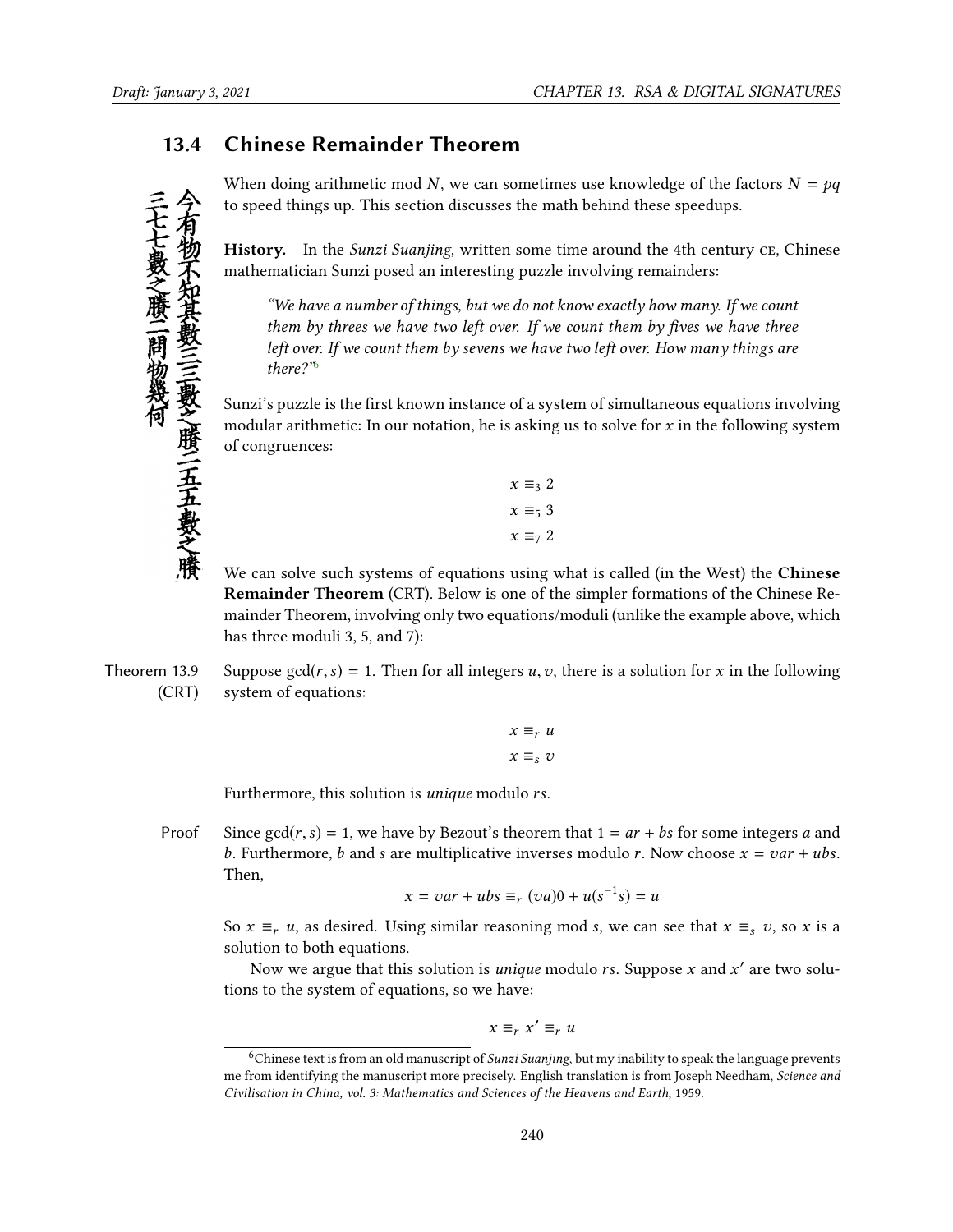## 13.4 Chinese Remainder Theorem

今有物不知其數三三數之賸二五五數之賸三七七數之賸二問物幾何

When doing arithmetic mod $N$, we can sometimes use knowledge of the factors $N = pq$ to speed things up. This section discusses the math behind these speedups.

**History.** In the *Sunzi Suanjing*, written some time around the 4th century CE, Chinese mathematician Sunzi posed an interesting puzzle involving remainders:

> *"We have a number of things, but we do not know exactly how many. If we count them by threes we have two left over. If we count them by fives we have three left over. If we count them by sevens we have two left over. How many things are there?"*[6]

Sunzi's puzzle is the first known instance of a system of simultaneous equations involving modular arithmetic: In our notation, he is asking us to solve for $x$ in the following system of congruences:

$$x \equiv_3 2$$
$$x \equiv_5 3$$
$$x \equiv_7 2$$

We can solve such systems of equations using what is called (in the West) the **Chinese Remainder Theorem** (CRT). Below is one of the simpler formations of the Chinese Remainder Theorem, involving only two equations/moduli (unlike the example above, which has three moduli 3, 5, and 7):

**Theorem 13.9 (CRT)** Suppose $\gcd(r, s) = 1$. Then for all integers $u, v$, there is a solution for $x$ in the following system of equations:

$$x \equiv_r u$$
$$x \equiv_s v$$

Furthermore, this solution is *unique* modulo $rs$.

**Proof** Since $\gcd(r, s) = 1$, we have by Bezout's theorem that $1 = ar + bs$ for some integers $a$ and $b$. Furthermore, $b$ and $s$ are multiplicative inverses modulo $r$. Now choose $x = var + ubs$. Then,

$$x = var + ubs \equiv_r (va)0 + u(s^{-1}s) = u$$

So $x \equiv_r u$, as desired. Using similar reasoning mod $s$, we can see that $x \equiv_s v$, so $x$ is a solution to both equations.

Now we argue that this solution is *unique* modulo $rs$. Suppose $x$ and $x'$ are two solutions to the system of equations, so we have:

$$x \equiv_r x' \equiv_r u$$

[6] Chinese text is from an old manuscript of *Sunzi Suanjing*, but my inability to speak the language prevents me from identifying the manuscript more precisely. English translation is from Joseph Needham, *Science and Civilisation in China, vol. 3: Mathematics and Sciences of the Heavens and Earth*, 1959.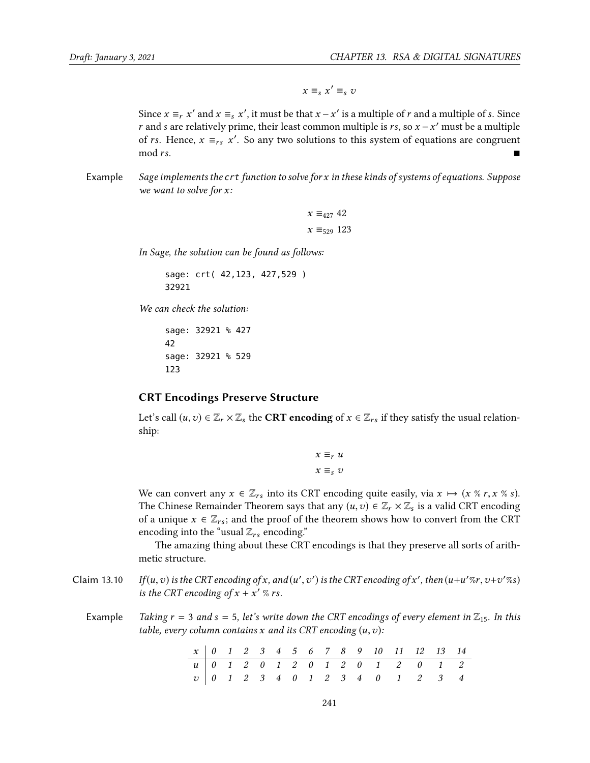$$x \equiv_s x' \equiv_s v$$

Since $x \equiv_r x'$ and $x \equiv_s x'$, it must be that $x - x'$ is a multiple of $r$ and a multiple of $s$. Since $r$ and $s$ are relatively prime, their least common multiple is $rs$, so $x - x'$ must be a multiple of $rs$. Hence, $x \equiv_{rs} x'$. So any two solutions to this system of equations are congruent mod $rs$. ■

Example *Sage implements the* `crt` *function to solve for $x$ in these kinds of systems of equations. Suppose we want to solve for $x$:*

$$x \equiv_{427} 42$$
$$x \equiv_{529} 123$$

*In Sage, the solution can be found as follows:*

```
sage: crt( 42,123, 427,529 )
32921
```

*We can check the solution:*

```
sage: 32921 % 427
42
sage: 32921 % 529
123
```

### CRT Encodings Preserve Structure

Let's call $(u, v) \in \mathbb{Z}_r \times \mathbb{Z}_s$ the **CRT encoding** of $x \in \mathbb{Z}_{rs}$ if they satisfy the usual relationship:

$$x \equiv_r u$$
$$x \equiv_s v$$

We can convert any $x \in \mathbb{Z}_{rs}$ into its CRT encoding quite easily, via $x \mapsto (x \% r, x \% s)$. The Chinese Remainder Theorem says that any $(u, v) \in \mathbb{Z}_r \times \mathbb{Z}_s$ is a valid CRT encoding of a unique $x \in \mathbb{Z}_{rs}$; and the proof of the theorem shows how to convert from the CRT encoding into the "usual $\mathbb{Z}_{rs}$ encoding."

The amazing thing about these CRT encodings is that they preserve all sorts of arithmetic structure.

Claim 13.10 *If $(u, v)$ is the CRT encoding of $x$, and $(u', v')$ is the CRT encoding of $x'$, then $(u+u' \% r, v+v' \% s)$ is the CRT encoding of $x + x' \% rs$.*

Example *Taking $r = 3$ and $s = 5$, let's write down the CRT encodings of every element in $\mathbb{Z}_{15}$. In this table, every column contains $x$ and its CRT encoding $(u, v)$:*

| $x$ | 0 | 1 | 2 | 3 | 4 | 5 | 6 | 7 | 8 | 9 | 10 | 11 | 12 | 13 | 14 |
|---|---|---|---|---|---|---|---|---|---|---|---|---|---|---|---|
| $u$ | 0 | 1 | 2 | 0 | 1 | 2 | 0 | 1 | 2 | 0 | 1 | 2 | 0 | 1 | 2 |
| $v$ | 0 | 1 | 2 | 3 | 4 | 0 | 1 | 2 | 3 | 4 | 0 | 1 | 2 | 3 | 4 |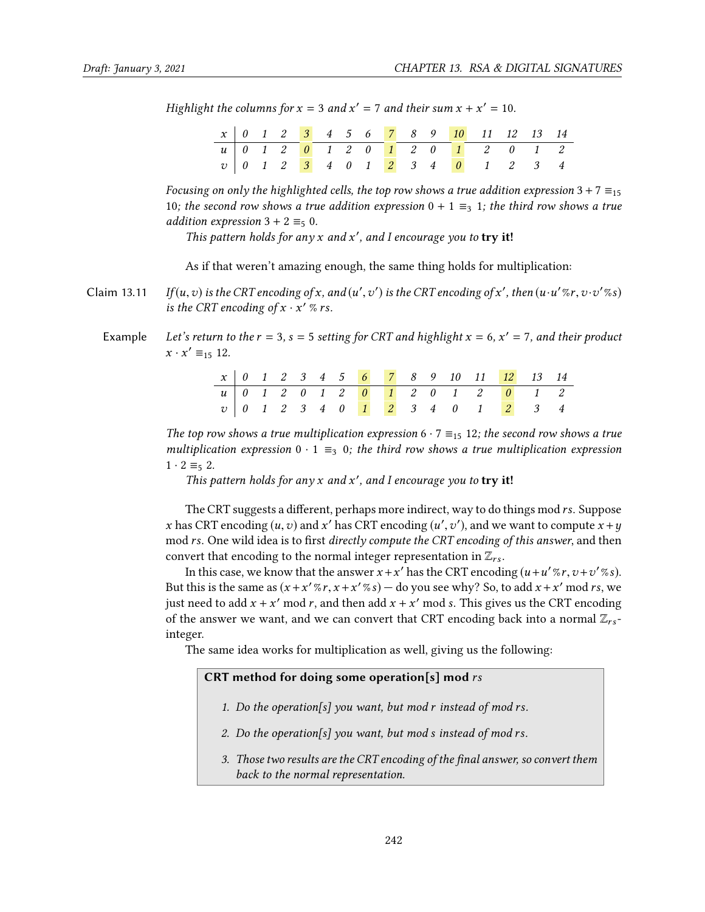*Highlight the columns for $x = 3$ and $x' = 7$ and their sum $x + x' = 10$.*

| $x$ | 0 | 1 | 2 | 3 | 4 | 5 | 6 | 7 | 8 | 9 | 10 | 11 | 12 | 13 | 14 |
|---|---|---|---|---|---|---|---|---|---|---|---|---|---|---|---|
| $u$ | 0 | 1 | 2 | 0 | 1 | 2 | 0 | 1 | 2 | 0 | 1 | 2 | 0 | 1 | 2 |
| $v$ | 0 | 1 | 2 | 3 | 4 | 0 | 1 | 2 | 3 | 4 | 0 | 1 | 2 | 3 | 4 |

*Focusing on only the highlighted cells, the top row shows a true addition expression $3 + 7 \equiv_{15} 10$; the second row shows a true addition expression $0 + 1 \equiv_3 1$; the third row shows a true addition expression $3 + 2 \equiv_5 0$.*

*This pattern holds for any $x$ and $x'$, and I encourage you to* **try it!**

As if that weren't amazing enough, the same thing holds for multiplication:

**Claim 13.11** *If $(u, v)$ is the CRT encoding of $x$, and $(u', v')$ is the CRT encoding of $x'$, then $(u \cdot u' \% r, v \cdot v' \% s)$ is the CRT encoding of $x \cdot x' \% rs$.*

**Example** *Let's return to the $r = 3$, $s = 5$ setting for CRT and highlight $x = 6$, $x' = 7$, and their product $x \cdot x' \equiv_{15} 12$.*

| $x$ | 0 | 1 | 2 | 3 | 4 | 5 | 6 | 7 | 8 | 9 | 10 | 11 | 12 | 13 | 14 |
|---|---|---|---|---|---|---|---|---|---|---|---|---|---|---|---|
| $u$ | 0 | 1 | 2 | 0 | 1 | 2 | 0 | 1 | 2 | 0 | 1 | 2 | 0 | 1 | 2 |
| $v$ | 0 | 1 | 2 | 3 | 4 | 0 | 1 | 2 | 3 | 4 | 0 | 1 | 2 | 3 | 4 |

*The top row shows a true multiplication expression $6 \cdot 7 \equiv_{15} 12$; the second row shows a true multiplication expression $0 \cdot 1 \equiv_3 0$; the third row shows a true multiplication expression $1 \cdot 2 \equiv_5 2$.*

*This pattern holds for any $x$ and $x'$, and I encourage you to* **try it!**

The CRT suggests a different, perhaps more indirect, way to do things mod $rs$. Suppose $x$ has CRT encoding $(u, v)$ and $x'$ has CRT encoding $(u', v')$, and we want to compute $x + y$ mod $rs$. One wild idea is to first *directly compute the CRT encoding of this answer*, and then convert that encoding to the normal integer representation in $\mathbb{Z}_{rs}$.

In this case, we know that the answer $x + x'$ has the CRT encoding $(u + u' \% r, v + v' \% s)$. But this is the same as $(x + x' \% r, x + x' \% s)$ — do you see why? So, to add $x + x'$ mod $rs$, we just need to add $x + x'$ mod $r$, and then add $x + x'$ mod $s$. This gives us the CRT encoding of the answer we want, and we can convert that CRT encoding back into a normal $\mathbb{Z}_{rs}$-integer.

The same idea works for multiplication as well, giving us the following:

**CRT method for doing some operation[s] mod $rs$**

1. *Do the operation[s] you want, but mod $r$ instead of mod $rs$.*
2. *Do the operation[s] you want, but mod $s$ instead of mod $rs$.*
3. *Those two results are the CRT encoding of the final answer, so convert them back to the normal representation.*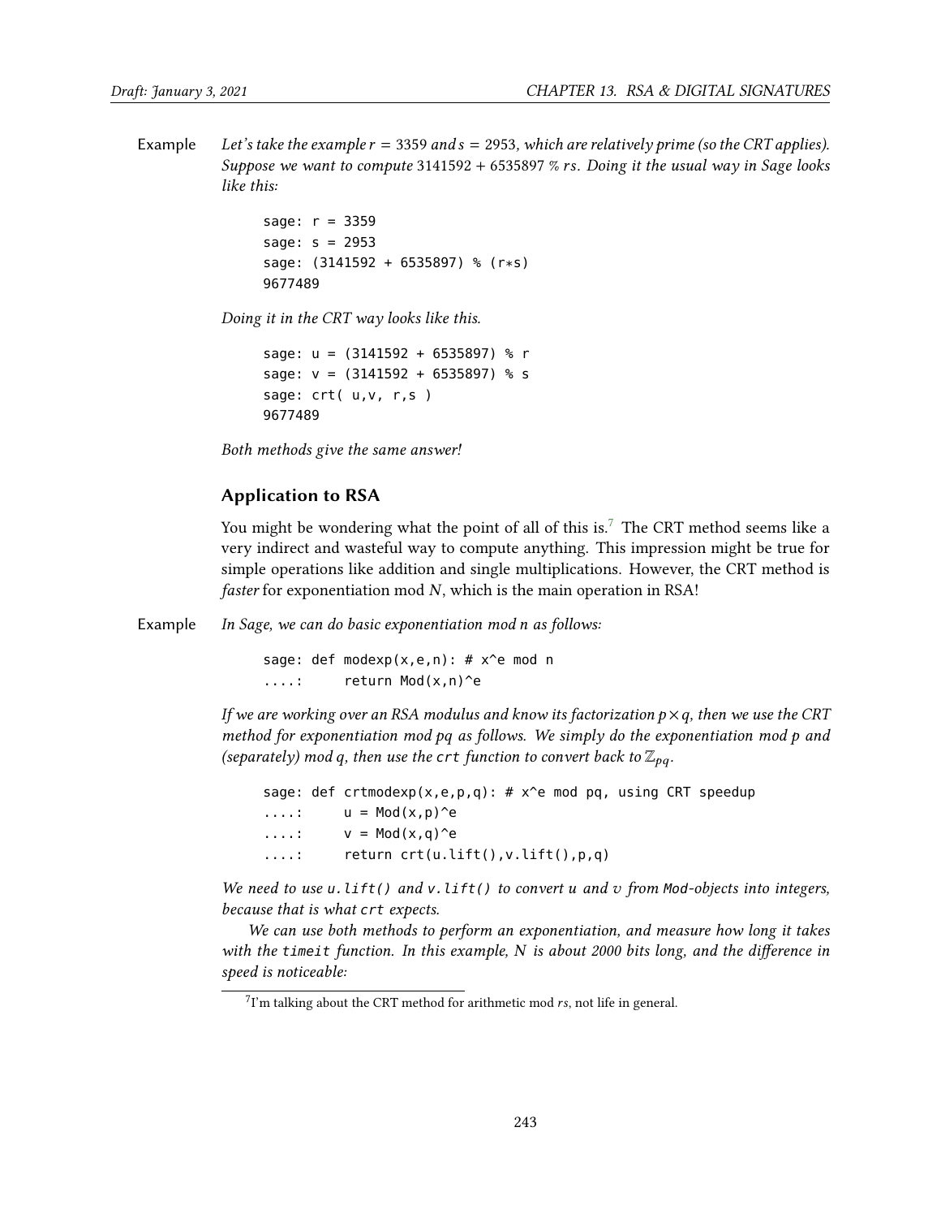Example *Let's take the example $r = 3359$ and $s = 2953$, which are relatively prime (so the CRT applies). Suppose we want to compute $3141592 + 6535897 \% rs$. Doing it the usual way in Sage looks like this:*

```
sage: r = 3359
sage: s = 2953
sage: (3141592 + 6535897) % (r*s)
9677489
```

*Doing it in the CRT way looks like this.*

```
sage: u = (3141592 + 6535897) % r
sage: v = (3141592 + 6535897) % s
sage: crt( u,v, r,s )
9677489
```

*Both methods give the same answer!*

### Application to RSA

You might be wondering what the point of all of this is.[7] The CRT method seems like a very indirect and wasteful way to compute anything. This impression might be true for simple operations like addition and single multiplications. However, the CRT method is *faster* for exponentiation mod $N$, which is the main operation in RSA!

Example *In Sage, we can do basic exponentiation mod n as follows:*

```
sage: def modexp(x,e,n): # x^e mod n
....:     return Mod(x,n)^e
```

*If we are working over an RSA modulus and know its factorization $p \times q$, then we use the CRT method for exponentiation mod $pq$ as follows. We simply do the exponentiation mod $p$ and (separately) mod $q$, then use the `crt` function to convert back to $\mathbb{Z}_{pq}$.*

```
sage: def crtmodexp(x,e,p,q): # x^e mod pq, using CRT speedup
....:     u = Mod(x,p)^e
....:     v = Mod(x,q)^e
....:     return crt(u.lift(),v.lift(),p,q)
```

*We need to use `u.lift()` and `v.lift()` to convert $u$ and $v$ from `Mod`-objects into integers, because that is what `crt` expects.*

*We can use both methods to perform an exponentiation, and measure how long it takes with the `timeit` function. In this example, $N$ is about 2000 bits long, and the difference in speed is noticeable:*

---

[7] I'm talking about the CRT method for arithmetic mod $rs$, not life in general.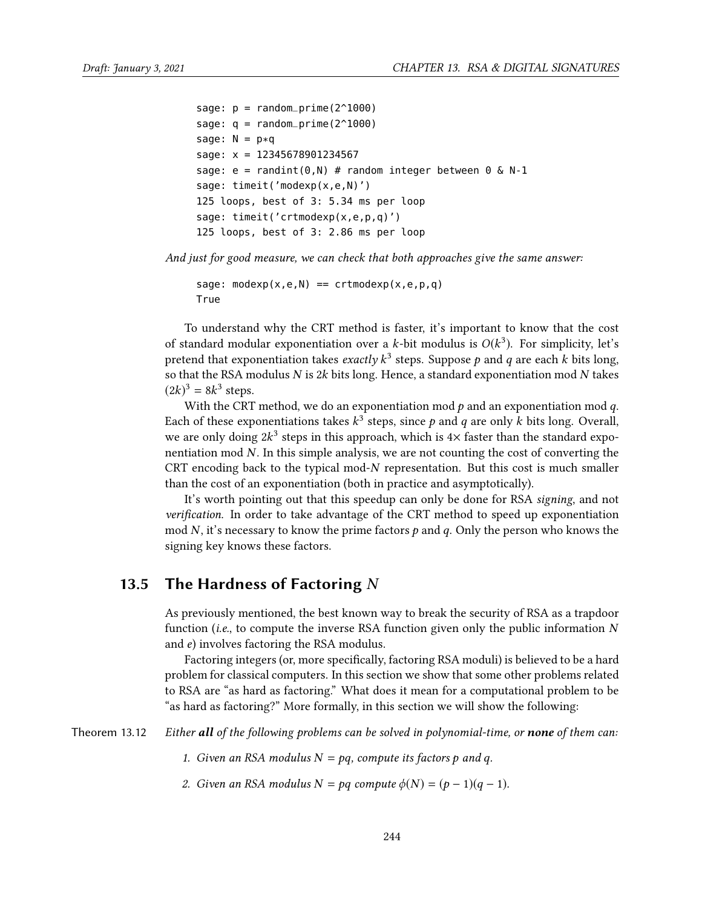```
sage: p = random_prime(2^1000)
sage: q = random_prime(2^1000)
sage: N = p*q
sage: x = 12345678901234567
sage: e = randint(0,N) # random integer between 0 & N-1
sage: timeit('modexp(x,e,N)')
125 loops, best of 3: 5.34 ms per loop
sage: timeit('crtmodexp(x,e,p,q)')
125 loops, best of 3: 2.86 ms per loop
```

*And just for good measure, we can check that both approaches give the same answer:*

```
sage: modexp(x,e,N) == crtmodexp(x,e,p,q)
True
```

To understand why the CRT method is faster, it's important to know that the cost of standard modular exponentiation over a $k$-bit modulus is $O(k^3)$. For simplicity, let's pretend that exponentiation takes *exactly* $k^3$ steps. Suppose $p$ and $q$ are each $k$ bits long, so that the RSA modulus $N$ is $2k$ bits long. Hence, a standard exponentiation mod $N$ takes $(2k)^3 = 8k^3$ steps.

With the CRT method, we do an exponentiation mod $p$ and an exponentiation mod $q$. Each of these exponentiations takes $k^3$ steps, since $p$ and $q$ are only $k$ bits long. Overall, we are only doing $2k^3$ steps in this approach, which is $4\times$ faster than the standard exponentiation mod $N$. In this simple analysis, we are not counting the cost of converting the CRT encoding back to the typical mod-$N$ representation. But this cost is much smaller than the cost of an exponentiation (both in practice and asymptotically).

It's worth pointing out that this speedup can only be done for RSA *signing*, and not *verification*. In order to take advantage of the CRT method to speed up exponentiation mod $N$, it's necessary to know the prime factors $p$ and $q$. Only the person who knows the signing key knows these factors.

## 13.5 The Hardness of Factoring $N$

As previously mentioned, the best known way to break the security of RSA as a trapdoor function (*i.e.*, to compute the inverse RSA function given only the public information $N$ and $e$) involves factoring the RSA modulus.

Factoring integers (or, more specifically, factoring RSA moduli) is believed to be a hard problem for classical computers. In this section we show that some other problems related to RSA are "as hard as factoring." What does it mean for a computational problem to be "as hard as factoring?" More formally, in this section we will show the following:

Theorem 13.12 *Either **all** of the following problems can be solved in polynomial-time, or **none** of them can:*

1. *Given an RSA modulus $N = pq$, compute its factors $p$ and $q$.*
2. *Given an RSA modulus $N = pq$ compute $\phi(N) = (p-1)(q-1)$.*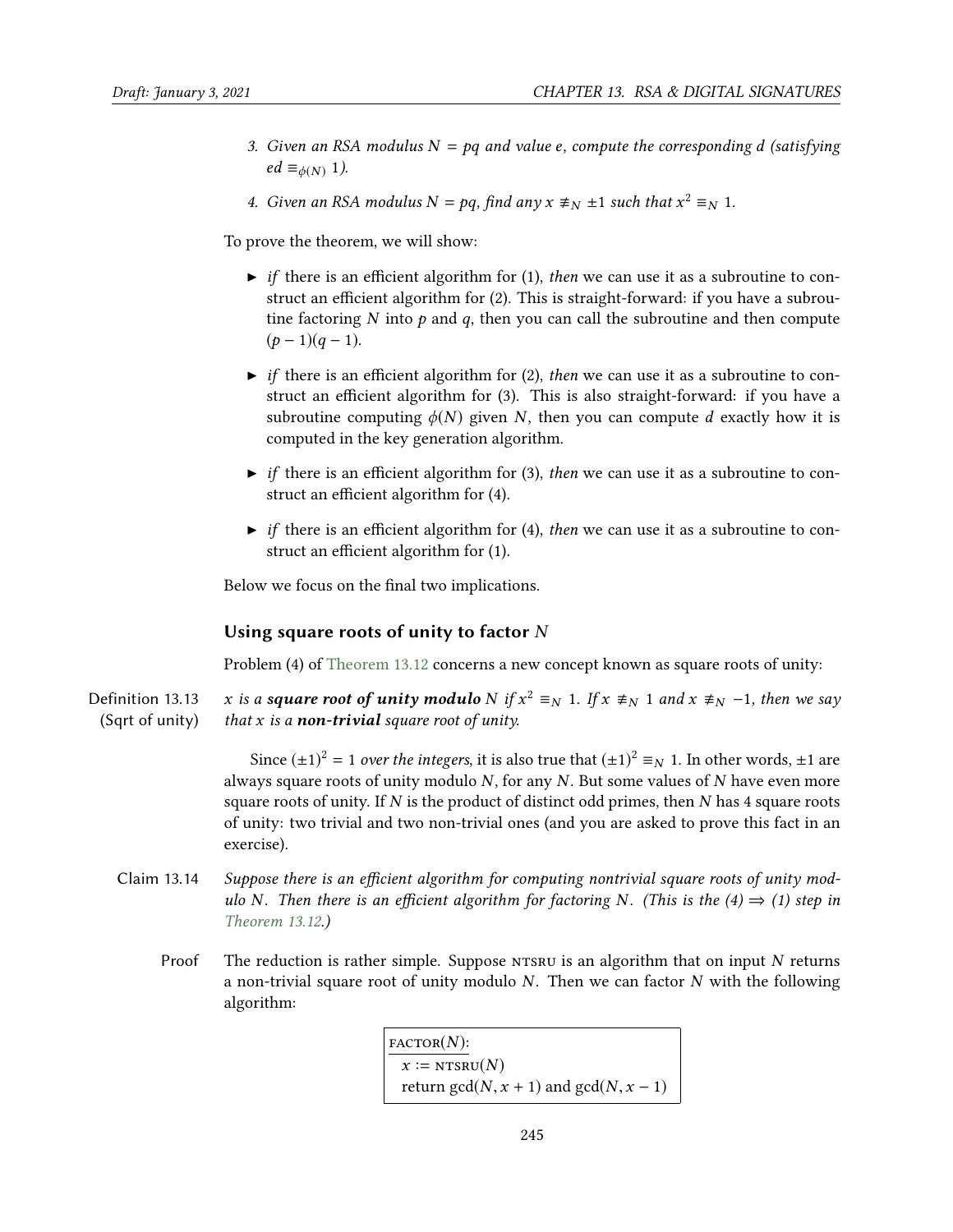3. *Given an RSA modulus $N = pq$ and value $e$, compute the corresponding $d$ (satisfying $ed \equiv_{\phi(N)} 1$).*

4. *Given an RSA modulus $N = pq$, find any $x \not\equiv_N \pm 1$ such that $x^2 \equiv_N 1$.*

To prove the theorem, we will show:

- *if* there is an efficient algorithm for (1), *then* we can use it as a subroutine to construct an efficient algorithm for (2). This is straight-forward: if you have a subroutine factoring $N$ into $p$ and $q$, then you can call the subroutine and then compute $(p-1)(q-1)$.

- *if* there is an efficient algorithm for (2), *then* we can use it as a subroutine to construct an efficient algorithm for (3). This is also straight-forward: if you have a subroutine computing $\phi(N)$ given $N$, then you can compute $d$ exactly how it is computed in the key generation algorithm.

- *if* there is an efficient algorithm for (3), *then* we can use it as a subroutine to construct an efficient algorithm for (4).

- *if* there is an efficient algorithm for (4), *then* we can use it as a subroutine to construct an efficient algorithm for (1).

Below we focus on the final two implications.

### Using square roots of unity to factor $N$

Problem (4) of Theorem 13.12 concerns a new concept known as square roots of unity:

**Definition 13.13 (Sqrt of unity)** *$x$ is a* ***square root of unity modulo*** *$N$ if $x^2 \equiv_N 1$. If $x \not\equiv_N 1$ and $x \not\equiv_N -1$, then we say that $x$ is a* ***non-trivial*** *square root of unity.*

Since $(\pm 1)^2 = 1$ *over the integers*, it is also true that $(\pm 1)^2 \equiv_N 1$. In other words, $\pm 1$ are always square roots of unity modulo $N$, for any $N$. But some values of $N$ have even more square roots of unity. If $N$ is the product of distinct odd primes, then $N$ has 4 square roots of unity: two trivial and two non-trivial ones (and you are asked to prove this fact in an exercise).

**Claim 13.14** *Suppose there is an efficient algorithm for computing nontrivial square roots of unity modulo $N$. Then there is an efficient algorithm for factoring $N$. (This is the (4) $\Rightarrow$ (1) step in Theorem 13.12.)*

**Proof** The reduction is rather simple. Suppose NTSRU is an algorithm that on input $N$ returns a non-trivial square root of unity modulo $N$. Then we can factor $N$ with the following algorithm:

```
FACTOR(N):
  x := NTSRU(N)
  return gcd(N, x + 1) and gcd(N, x − 1)
```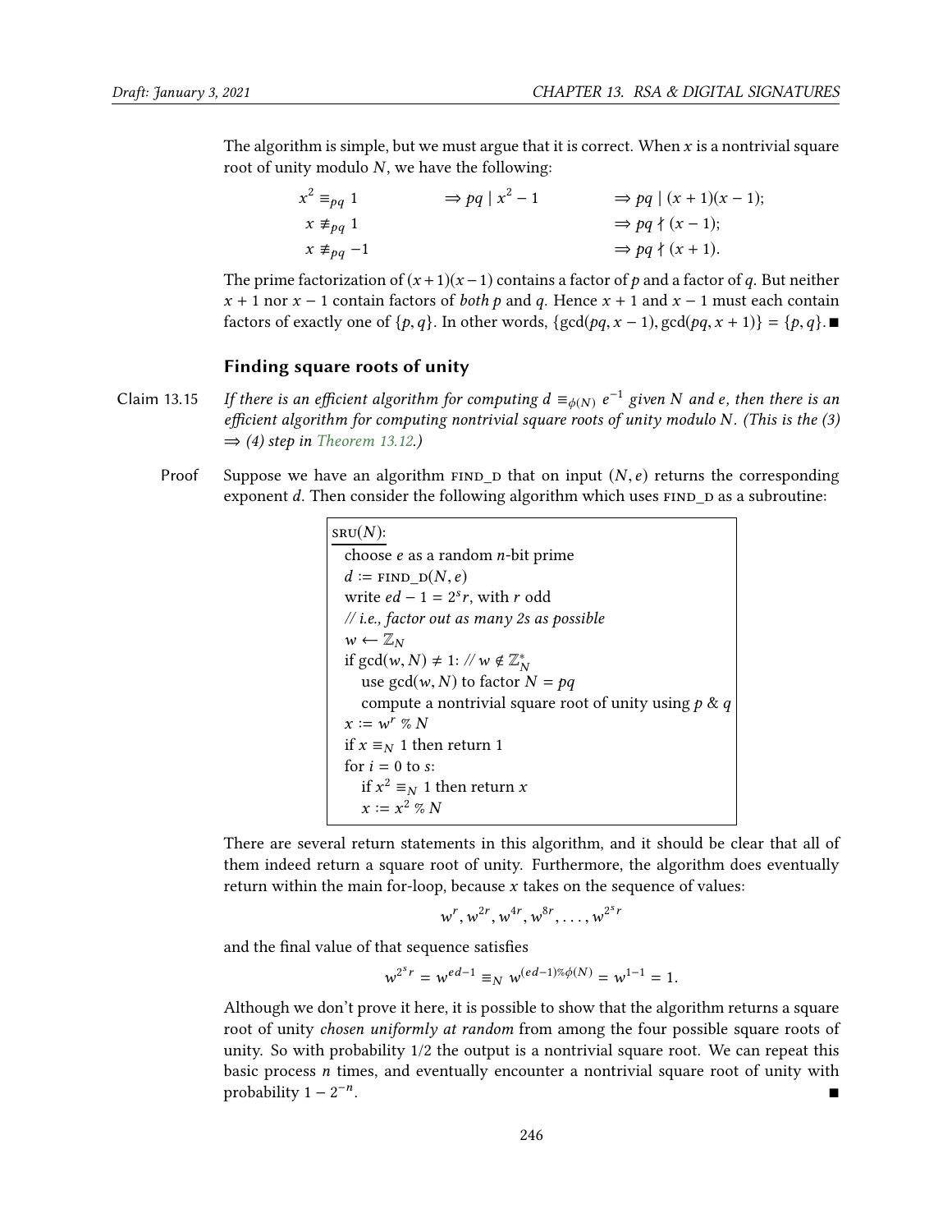The algorithm is simple, but we must argue that it is correct. When $x$ is a nontrivial square root of unity modulo $N$, we have the following:

$$
\begin{aligned}
x^2 \equiv_{pq} 1 \quad &\Rightarrow pq \mid x^2 - 1 \quad &&\Rightarrow pq \mid (x+1)(x-1);\\
x \not\equiv_{pq} 1 \quad & &&\Rightarrow pq \nmid (x-1);\\
x \not\equiv_{pq} -1 \quad & &&\Rightarrow pq \nmid (x+1).
\end{aligned}
$$

The prime factorization of $(x+1)(x-1)$ contains a factor of $p$ and a factor of $q$. But neither $x+1$ nor $x-1$ contain factors of *both* $p$ and $q$. Hence $x+1$ and $x-1$ must each contain factors of exactly one of $\{p, q\}$. In other words, $\{\gcd(pq, x-1), \gcd(pq, x+1)\} = \{p, q\}$. ■

### Finding square roots of unity

**Claim 13.15** *If there is an efficient algorithm for computing $d \equiv_{\phi(N)} e^{-1}$ given $N$ and $e$, then there is an efficient algorithm for computing nontrivial square roots of unity modulo $N$. (This is the (3) $\Rightarrow$ (4) step in Theorem 13.12.)*

**Proof** Suppose we have an algorithm FIND_D that on input $(N, e)$ returns the corresponding exponent $d$. Then consider the following algorithm which uses FIND_D as a subroutine:

```
SRU(N):
  choose e as a random n-bit prime
  d := FIND_D(N, e)
  write ed − 1 = 2^s r, with r odd
  // i.e., factor out as many 2s as possible
  w ← Z_N
  if gcd(w, N) ≠ 1: // w ∉ Z*_N
     use gcd(w, N) to factor N = pq
     compute a nontrivial square root of unity using p & q
  x := w^r % N
  if x ≡_N 1 then return 1
  for i = 0 to s:
     if x^2 ≡_N 1 then return x
     x := x^2 % N
```

There are several return statements in this algorithm, and it should be clear that all of them indeed return a square root of unity. Furthermore, the algorithm does eventually return within the main for-loop, because $x$ takes on the sequence of values:

$$w^r, w^{2r}, w^{4r}, w^{8r}, \ldots, w^{2^s r}$$

and the final value of that sequence satisfies

$$w^{2^s r} = w^{ed-1} \equiv_N w^{(ed-1) \% \phi(N)} = w^{1-1} = 1.$$

Although we don't prove it here, it is possible to show that the algorithm returns a square root of unity *chosen uniformly at random* from among the four possible square roots of unity. So with probability 1/2 the output is a nontrivial square root. We can repeat this basic process $n$ times, and eventually encounter a nontrivial square root of unity with probability $1 - 2^{-n}$. ■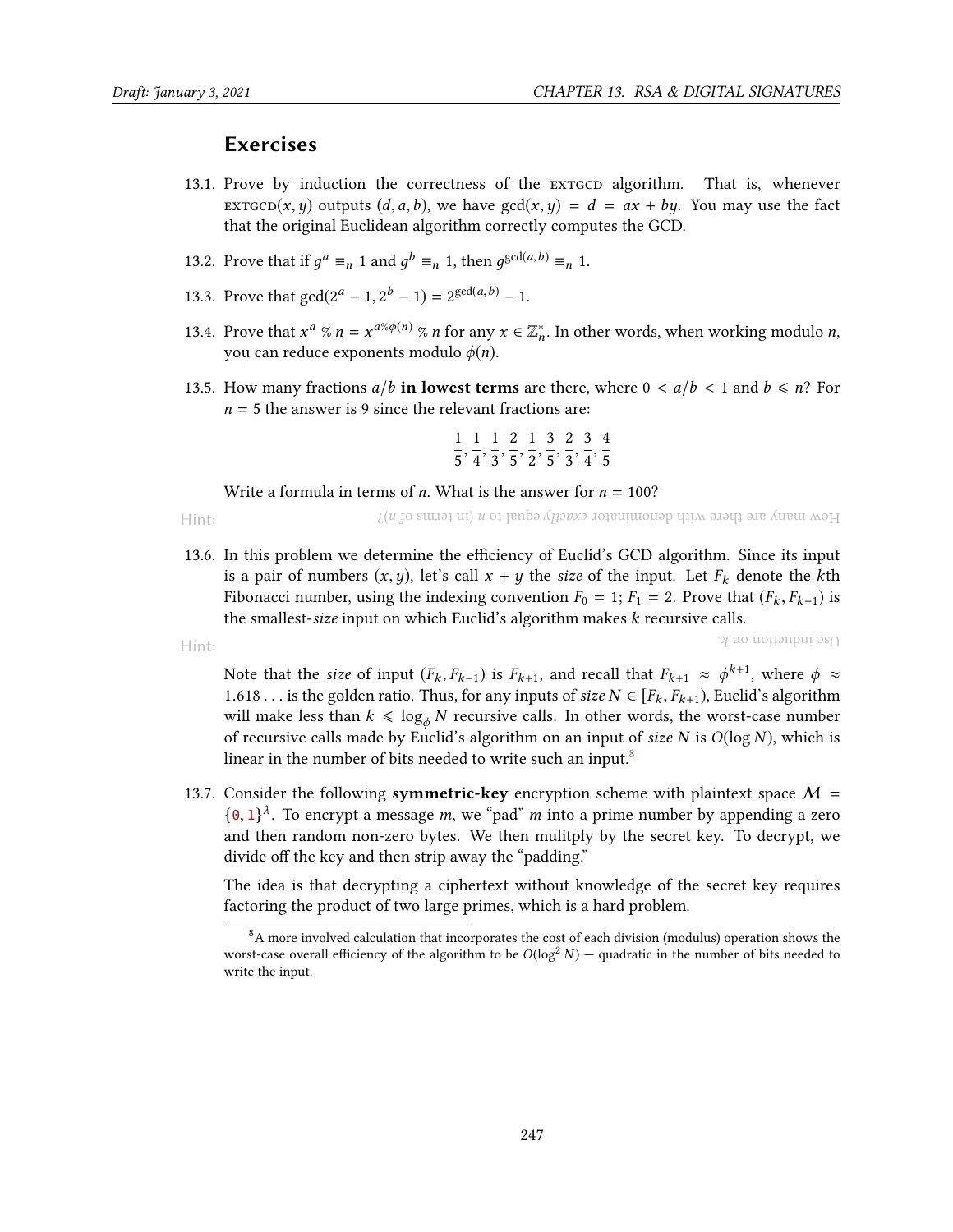## Exercises

13.1. Prove by induction the correctness of the EXTGCD algorithm. That is, whenever EXTGCD$(x, y)$ outputs $(d, a, b)$, we have $\gcd(x, y) = d = ax + by$. You may use the fact that the original Euclidean algorithm correctly computes the GCD.

13.2. Prove that if $g^a \equiv_n 1$ and $g^b \equiv_n 1$, then $g^{\gcd(a,b)} \equiv_n 1$.

13.3. Prove that $\gcd(2^a - 1, 2^b - 1) = 2^{\gcd(a,b)} - 1$.

13.4. Prove that $x^a \;\%\; n = x^{a \% \phi(n)} \;\%\; n$ for any $x \in \mathbb{Z}_n^*$. In other words, when working modulo $n$, you can reduce exponents modulo $\phi(n)$.

13.5. How many fractions $a/b$ **in lowest terms** are there, where $0 < a/b < 1$ and $b \leqslant n$? For $n = 5$ the answer is 9 since the relevant fractions are:

$$\frac{1}{5}, \frac{1}{4}, \frac{1}{3}, \frac{2}{5}, \frac{1}{2}, \frac{3}{5}, \frac{2}{3}, \frac{3}{4}, \frac{4}{5}$$

Write a formula in terms of $n$. What is the answer for $n = 100$?

Hint: How many are there with denominator *exactly* equal to $n$ (in terms of $n$)?

13.6. In this problem we determine the efficiency of Euclid's GCD algorithm. Since its input is a pair of numbers $(x, y)$, let's call $x + y$ the *size* of the input. Let $F_k$ denote the $k$th Fibonacci number, using the indexing convention $F_0 = 1$; $F_1 = 2$. Prove that $(F_k, F_{k-1})$ is the smallest-*size* input on which Euclid's algorithm makes $k$ recursive calls.

Hint: Use induction on $k$.

Note that the *size* of input $(F_k, F_{k-1})$ is $F_{k+1}$, and recall that $F_{k+1} \approx \phi^{k+1}$, where $\phi \approx 1.618\ldots$ is the golden ratio. Thus, for any inputs of *size* $N \in [F_k, F_{k+1})$, Euclid's algorithm will make less than $k \leqslant \log_\phi N$ recursive calls. In other words, the worst-case number of recursive calls made by Euclid's algorithm on an input of *size* $N$ is $O(\log N)$, which is linear in the number of bits needed to write such an input.[8]

13.7. Consider the following **symmetric-key** encryption scheme with plaintext space $\mathcal{M} = \{0, 1\}^\lambda$. To encrypt a message $m$, we "pad" $m$ into a prime number by appending a zero and then random non-zero bytes. We then mulitply by the secret key. To decrypt, we divide off the key and then strip away the "padding."

The idea is that decrypting a ciphertext without knowledge of the secret key requires factoring the product of two large primes, which is a hard problem.

[8] A more involved calculation that incorporates the cost of each division (modulus) operation shows the worst-case overall efficiency of the algorithm to be $O(\log^2 N)$ — quadratic in the number of bits needed to write the input.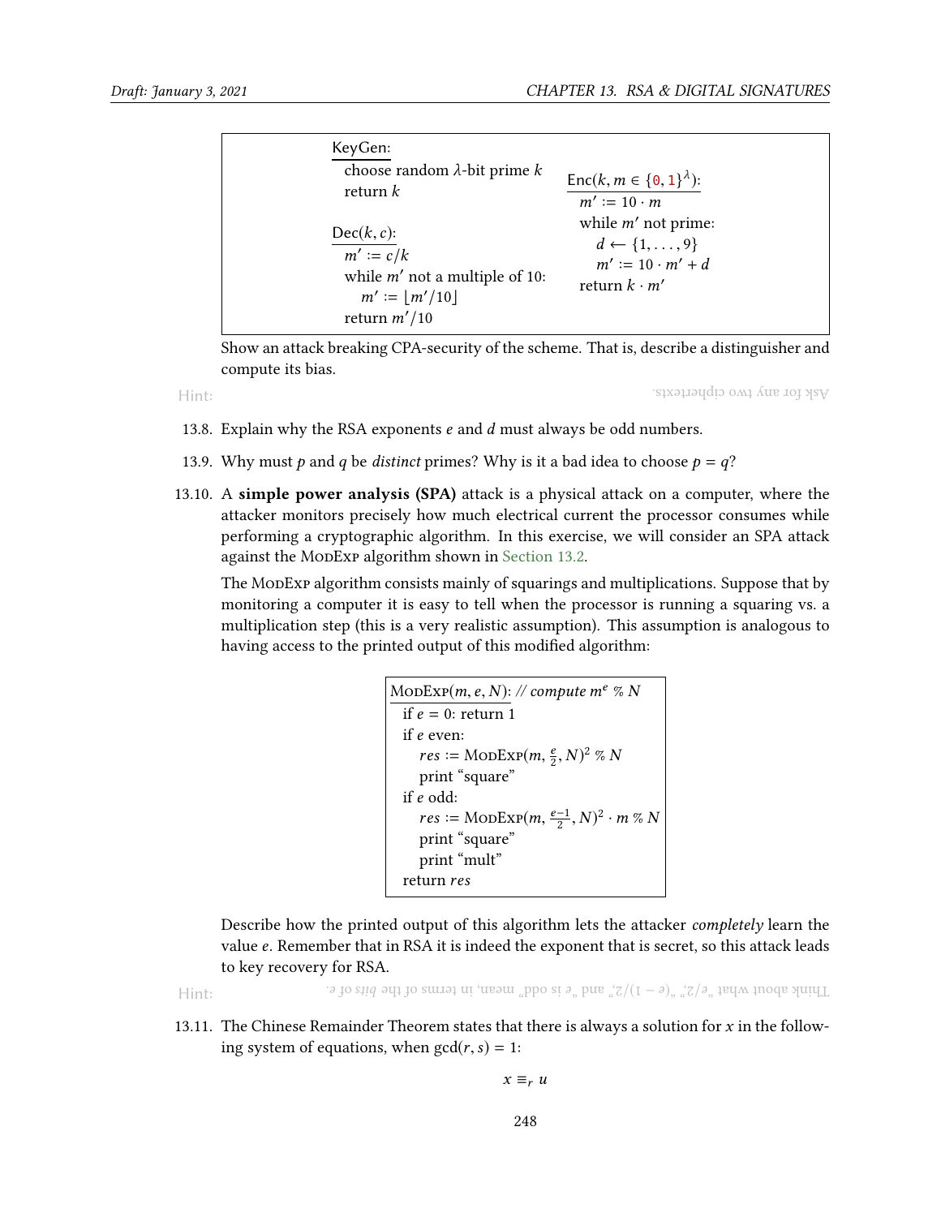```
KeyGen:
  choose random λ-bit prime k
  return k

Dec(k, c):
  m' := c/k
  while m' not a multiple of 10:
    m' := ⌊m'/10⌋
  return m'/10

Enc(k, m ∈ {0,1}^λ):
  m' := 10 · m
  while m' not prime:
    d ← {1, ..., 9}
    m' := 10 · m' + d
  return k · m'
```

Show an attack breaking CPA-security of the scheme. That is, describe a distinguisher and compute its bias.

Hint: Ask for any two ciphertexts.

13.8. Explain why the RSA exponents $e$ and $d$ must always be odd numbers.

13.9. Why must $p$ and $q$ be *distinct* primes? Why is it a bad idea to choose $p = q$?

13.10. A **simple power analysis (SPA)** attack is a physical attack on a computer, where the attacker monitors precisely how much electrical current the processor consumes while performing a cryptographic algorithm. In this exercise, we will consider an SPA attack against the ModExp algorithm shown in Section 13.2.

The ModExp algorithm consists mainly of squarings and multiplications. Suppose that by monitoring a computer it is easy to tell when the processor is running a squaring vs. a multiplication step (this is a very realistic assumption). This assumption is analogous to having access to the printed output of this modified algorithm:

```
ModExp(m, e, N): // compute m^e % N
  if e = 0: return 1
  if e even:
    res := ModExp(m, e/2, N)^2 % N
    print "square"
  if e odd:
    res := ModExp(m, (e-1)/2, N)^2 · m % N
    print "square"
    print "mult"
  return res
```

Describe how the printed output of this algorithm lets the attacker *completely* learn the value $e$. Remember that in RSA it is indeed the exponent that is secret, so this attack leads to key recovery for RSA.

Hint: Think about what "$e/2$", "$(e-1)/2$" and "$e$ is odd" mean, in terms of the *bits* of $e$.

13.11. The Chinese Remainder Theorem states that there is always a solution for $x$ in the following system of equations, when $\gcd(r, s) = 1$:

$$x \equiv_r u$$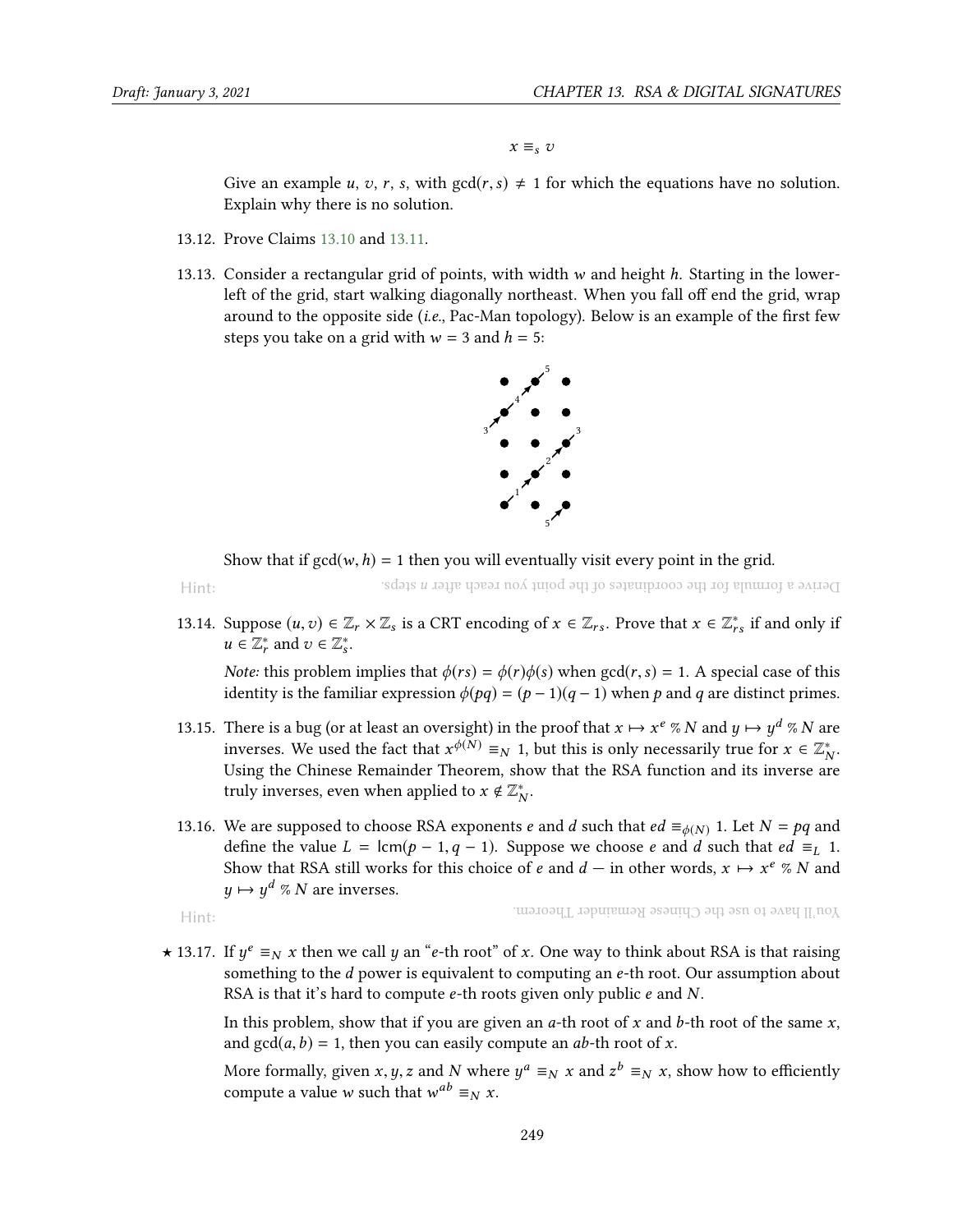$$x \equiv_s v$$

Give an example $u$, $v$, $r$, $s$, with $\gcd(r, s) \neq 1$ for which the equations have no solution. Explain why there is no solution.

13.12. Prove Claims 13.10 and 13.11.

13.13. Consider a rectangular grid of points, with width $w$ and height $h$. Starting in the lower-left of the grid, start walking diagonally northeast. When you fall off end the grid, wrap around to the opposite side (*i.e.*, Pac-Man topology). Below is an example of the first few steps you take on a grid with $w = 3$ and $h = 5$:

Show that if $\gcd(w, h) = 1$ then you will eventually visit every point in the grid.

Hint: Derive a formula for the coordinates of the point you reach after $n$ steps.

13.14. Suppose $(u, v) \in \mathbb{Z}_r \times \mathbb{Z}_s$ is a CRT encoding of $x \in \mathbb{Z}_{rs}$. Prove that $x \in \mathbb{Z}^*_{rs}$ if and only if $u \in \mathbb{Z}^*_r$ and $v \in \mathbb{Z}^*_s$.

*Note:* this problem implies that $\phi(rs) = \phi(r)\phi(s)$ when $\gcd(r, s) = 1$. A special case of this identity is the familiar expression $\phi(pq) = (p - 1)(q - 1)$ when $p$ and $q$ are distinct primes.

13.15. There is a bug (or at least an oversight) in the proof that $x \mapsto x^e \% N$ and $y \mapsto y^d \% N$ are inverses. We used the fact that $x^{\phi(N)} \equiv_N 1$, but this is only necessarily true for $x \in \mathbb{Z}^*_N$. Using the Chinese Remainder Theorem, show that the RSA function and its inverse are truly inverses, even when applied to $x \notin \mathbb{Z}^*_N$.

13.16. We are supposed to choose RSA exponents $e$ and $d$ such that $ed \equiv_{\phi(N)} 1$. Let $N = pq$ and define the value $L = \text{lcm}(p - 1, q - 1)$. Suppose we choose $e$ and $d$ such that $ed \equiv_L 1$. Show that RSA still works for this choice of $e$ and $d$ — in other words, $x \mapsto x^e \% N$ and $y \mapsto y^d \% N$ are inverses.

Hint: You'll have to use the Chinese Remainder Theorem.

★ 13.17. If $y^e \equiv_N x$ then we call $y$ an "$e$-th root" of $x$. One way to think about RSA is that raising something to the $d$ power is equivalent to computing an $e$-th root. Our assumption about RSA is that it's hard to compute $e$-th roots given only public $e$ and $N$.

In this problem, show that if you are given an $a$-th root of $x$ and $b$-th root of the same $x$, and $\gcd(a, b) = 1$, then you can easily compute an $ab$-th root of $x$.

More formally, given $x, y, z$ and $N$ where $y^a \equiv_N x$ and $z^b \equiv_N x$, show how to efficiently compute a value $w$ such that $w^{ab} \equiv_N x$.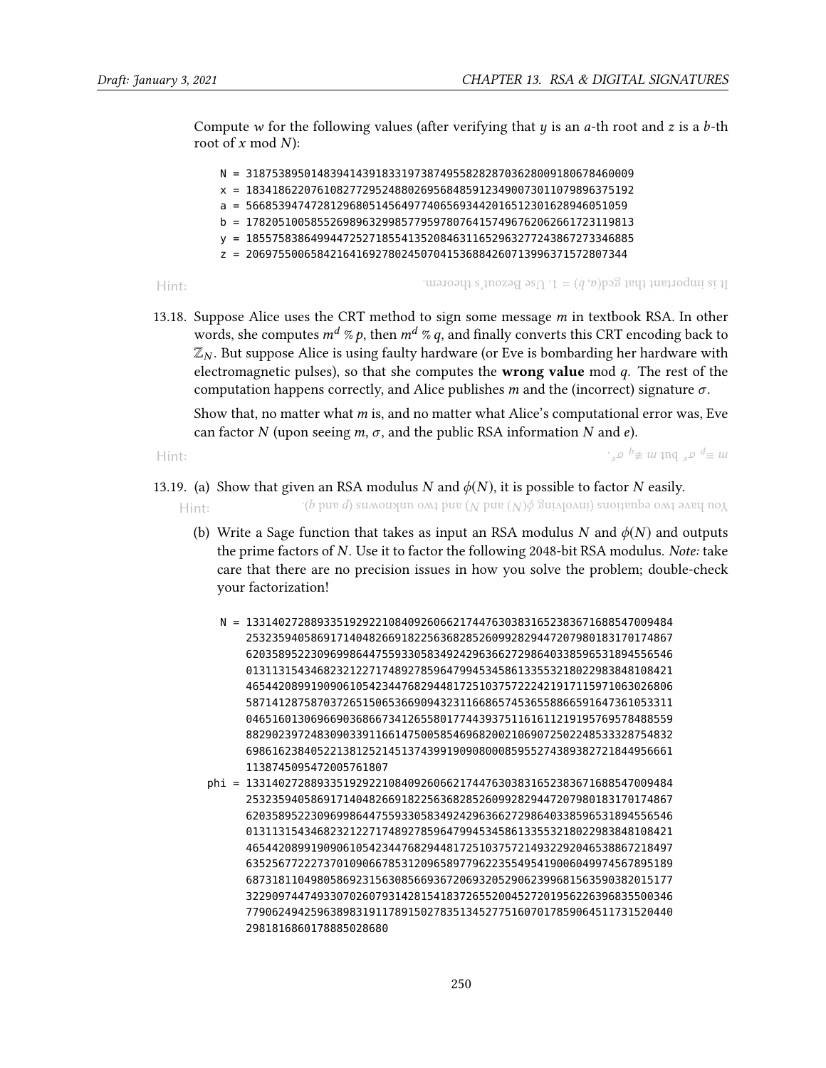Compute $w$ for the following values (after verifying that $y$ is an $a$-th root and $z$ is a $b$-th root of $x$ mod $N$):

```
N = 318753895014839414391833197387495582828703628009180678460009
x = 183418622076108277295248802695684859123490073011079896375192
a = 566853947472812968051456497740656934420165123016289460510 59
b = 178205100585526989632998577959780764157496762062661723119813
y = 185575838649944725271855413520846311652963277243867273346885
z = 206975500658421641692780245070415368842607139963715728073 44
```

Hint: It is important that $\gcd(a, b) = 1$. Use Bezout's theorem.

13.18. Suppose Alice uses the CRT method to sign some message $m$ in textbook RSA. In other words, she computes $m^d \,\%\, p$, then $m^d \,\%\, q$, and finally converts this CRT encoding back to $\mathbb{Z}_N$. But suppose Alice is using faulty hardware (or Eve is bombarding her hardware with electromagnetic pulses), so that she computes the **wrong value** mod $q$. The rest of the computation happens correctly, and Alice publishes $m$ and the (incorrect) signature $\sigma$.

Show that, no matter what $m$ is, and no matter what Alice's computational error was, Eve can factor $N$ (upon seeing $m$, $\sigma$, and the public RSA information $N$ and $e$).

Hint: $m \equiv_p \sigma^e$ but $m \not\equiv_q \sigma^e$.

13.19. (a) Show that given an RSA modulus $N$ and $\phi(N)$, it is possible to factor $N$ easily.

Hint: You have two equations (involving $\phi(N)$ and $N$) and two unknowns ($p$ and $q$).

(b) Write a Sage function that takes as input an RSA modulus $N$ and $\phi(N)$ and outputs the prime factors of $N$. Use it to factor the following 2048-bit RSA modulus. *Note:* take care that there are no precision issues in how you solve the problem; double-check your factorization!

```
N = 1331402728893351929221084092606621744763038316523836716885470094842
    5323594058691714048266918225636828526099282944720798018317017486 7
    6203589522309699864475593305834924296366272986403385965318945565 46
    0131131543468232122717489278596479945345861335532180229838481084 21
    4654420899190906105423447682944817251037572224219171159710630268 06
    5871412875870372651506536690943231166865745365588665916473610533 11
    0465160130696690368667341265580177443937511616112191957695784885 59
    8829023972483090339116614750058546968200210690725022485333287548 32
    6986162384052213812521451374399190908000859552743893827218449566 61
    1138745095472005761807
phi = 133140272889335192922108409260662174476303831652383671688547009484
    2532359405869171404826691822563682852609928294472079801831701748 67
    6203589522309699864475593305834924296366272986403385965318945565 46
    0131131543468232122717489278596479945345861335532180229838481084 21
    4654420899190906105423447682944817251037572149322920465388672184 97
    6352567722273701090667853120965897796223554954190060499745678951 89
    6873181104980586923156308566936720693205290623996815635903820151 77
    3229097447493307026079314281541837265520045272019562263968355003 46
    7790624942596389831911789150278351345277516070178590645117315204 40
    2981816860178885028680
```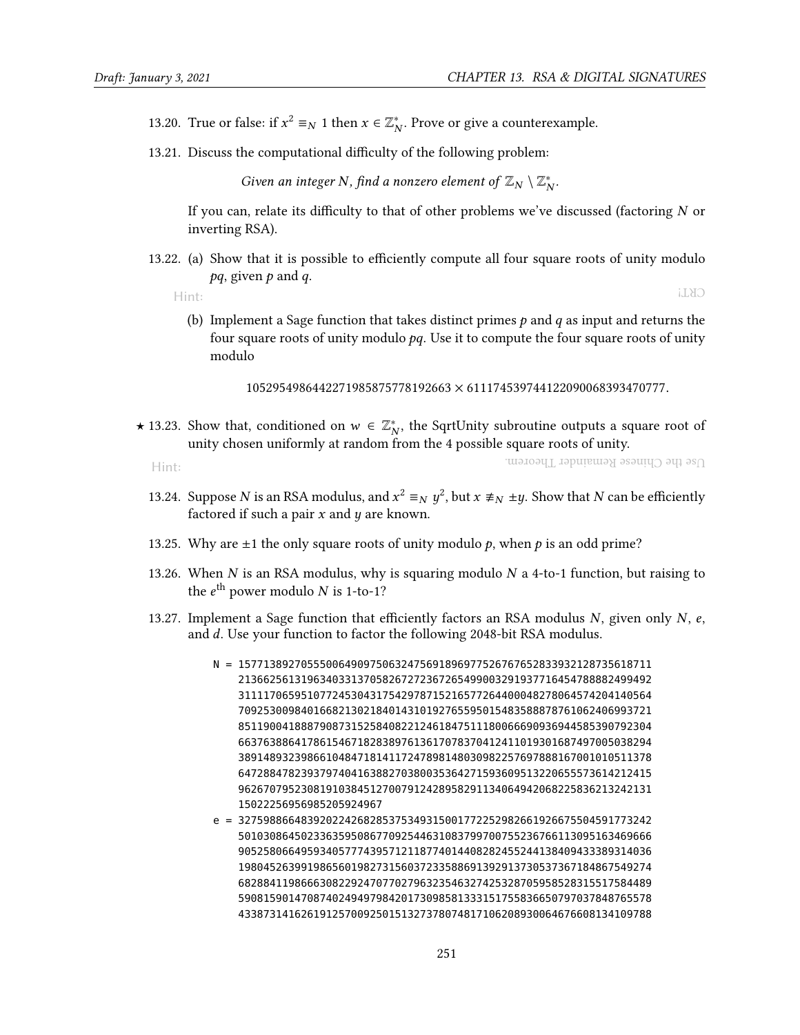13.20. True or false: if $x^2 \equiv_N 1$ then $x \in \mathbb{Z}_N^*$. Prove or give a counterexample.

13.21. Discuss the computational difficulty of the following problem:

> *Given an integer N, find a nonzero element of $\mathbb{Z}_N \setminus \mathbb{Z}_N^*$.*

If you can, relate its difficulty to that of other problems we've discussed (factoring $N$ or inverting RSA).

13.22. (a) Show that it is possible to efficiently compute all four square roots of unity modulo $pq$, given $p$ and $q$.

Hint: CRT!

(b) Implement a Sage function that takes distinct primes $p$ and $q$ as input and returns the four square roots of unity modulo $pq$. Use it to compute the four square roots of unity modulo

$$1052954986442271985875778192663 \times 611174539744122090068393470777.$$

★ 13.23. Show that, conditioned on $w \in \mathbb{Z}_N^*$, the SqrtUnity subroutine outputs a square root of unity chosen uniformly at random from the 4 possible square roots of unity.

Hint: Use the Chinese Remainder Theorem.

13.24. Suppose $N$ is an RSA modulus, and $x^2 \equiv_N y^2$, but $x \not\equiv_N \pm y$. Show that $N$ can be efficiently factored if such a pair $x$ and $y$ are known.

13.25. Why are $\pm 1$ the only square roots of unity modulo $p$, when $p$ is an odd prime?

13.26. When $N$ is an RSA modulus, why is squaring modulo $N$ a 4-to-1 function, but raising to the $e^{\text{th}}$ power modulo $N$ is 1-to-1?

13.27. Implement a Sage function that efficiently factors an RSA modulus $N$, given only $N$, $e$, and $d$. Use your function to factor the following 2048-bit RSA modulus.

```
N = 157713892705550064909750632475691896977526767652833932128735618711
    213662561319634033137058267272367265499003291937716454788882499492
    311117065951077245304317542978715216577264400048278064574204140564
    709253009840166821302184014310192765595015483588878761062406993721
    851190041888790873152584082212461847511180066690936944585390792304
    663763886417861546718283897613617078370412411019301687497005038294
    389148932398661048471814117247898148030982257697888167001010511378
    647288478239379740416388270380035364271593609513220655573614212415
    962670795230819103845127007912428958291134064942068225836213242131
    15022256956985205924967
e = 327598866483920224268285375349315001772252982661926675504591773242
    501030864502336359508677092544631083799700755236766113095163469666
    905258066495934057774395712118774014408282455244138409433389314036
    198045263991986560198273156037233588691392913730537367184867549274
    682884119866630822924707702796323546327425328705958528315517584489
    590815901470874024949798420173098581333151755836650797037848765578
    433873141626191257009250151327378074817106208930064676608134109788
```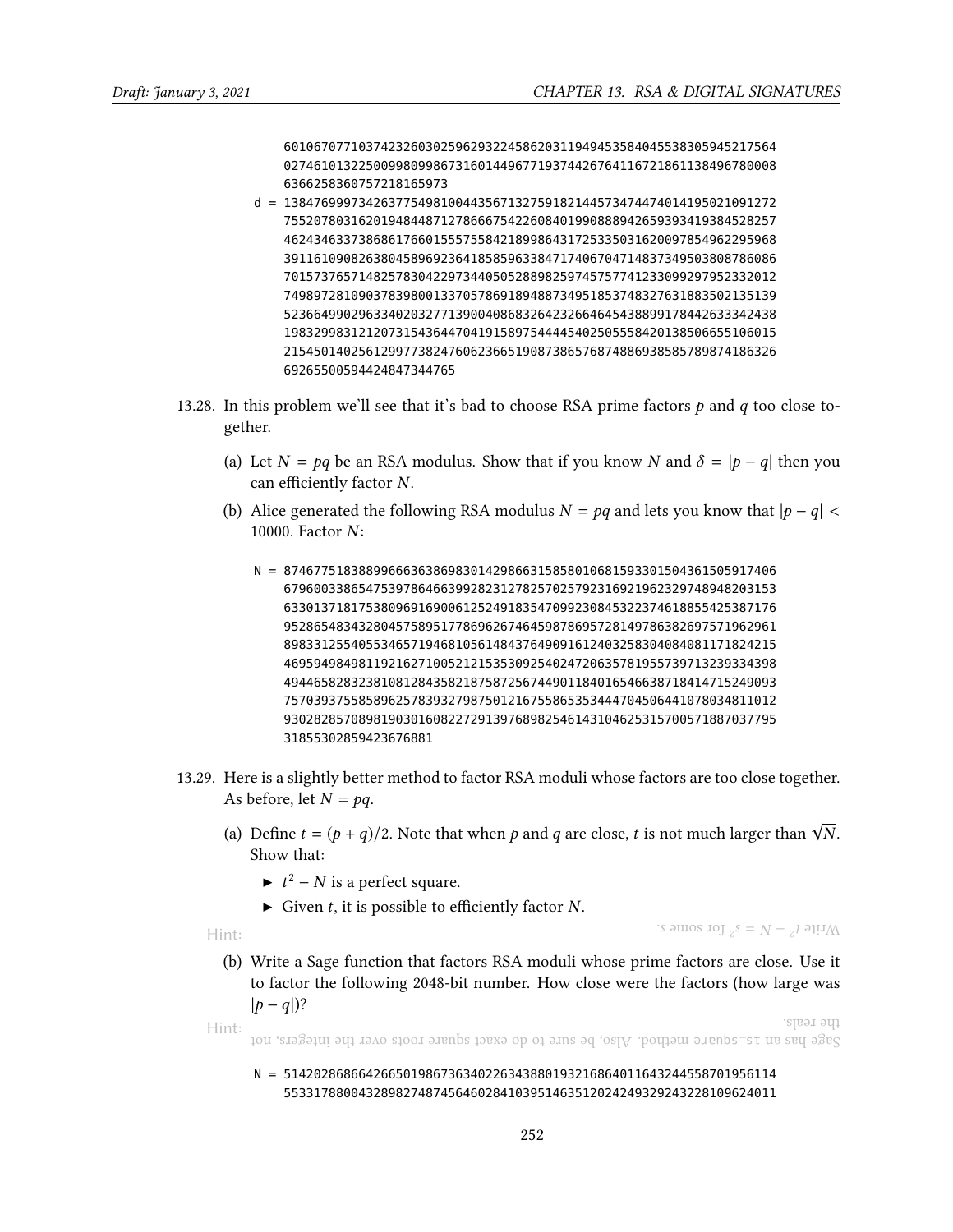```
    6010670771037423260302596293224586203119494535840455383059452175640
    0274610132250099809986731601449677193744267641167218611384967800080
    6366258360757218165973
d = 138476999734263775498100443567132759182144573474474014195021091272
    755207803162019484487127866675422608401990888942659393419384528257
    462434633738686176601555755842189986431725335031620097854962295968
    391161090826380458969236418585963384717406704714837349503808786086
    701573765714825783042297344050528898259745757741233099297952332012
    749897281090378398001337057869189488734951853748327631883502135139
    523664990296334020327713900408683264232664645438899178442633342438
    198329983121207315436447041915897544445402505558420138506655106015
    215450140256129977382476062366519087386576874886938585789874186326
    69265500594424847344765
```

13.28. In this problem we'll see that it's bad to choose RSA prime factors $p$ and $q$ too close together.

(a) Let $N = pq$ be an RSA modulus. Show that if you know $N$ and $\delta = |p - q|$ then you can efficiently factor $N$.

(b) Alice generated the following RSA modulus $N = pq$ and lets you know that $|p - q| < 10000$. Factor $N$:

```
N = 874677518388996663638698301429866315858010681593301504361505917406
    679600338654753978646639928231278257025792316921962329748948203153
    633013718175380969169006125249183547099230845322374618855425387176
    952865483432804575895177869626746459878695728149786382697571962961
    898331255405534657194681056148437649091612403258304084081171824215
    469594984981192162710052121535309254024720635781955739713239334398
    494465828323810812843582187587256744901184016546638718414715249093
    757039375585896257839327987501216755865353444704506441078034811012
    930282857089819030160822729139768982546143104625315700571887037795
    31855302859423676881
```

13.29. Here is a slightly better method to factor RSA moduli whose factors are too close together. As before, let $N = pq$.

(a) Define $t = (p + q)/2$. Note that when $p$ and $q$ are close, $t$ is not much larger than $\sqrt{N}$. Show that:

- $t^2 - N$ is a perfect square.
- Given $t$, it is possible to efficiently factor $N$.

Hint: Write $t^2 - N = s^2$ for some $s$.

(b) Write a Sage function that factors RSA moduli whose prime factors are close. Use it to factor the following 2048-bit number. How close were the factors (how large was $|p - q|$)?

Hint: Sage has an `is_square` method. Also, be sure to do exact square roots over the integers, not the reals.

```
N = 514202868664266501986736340226343880193216864011643244558701956114
    553317880043289827487456460284103951463512024249329243228109624011
```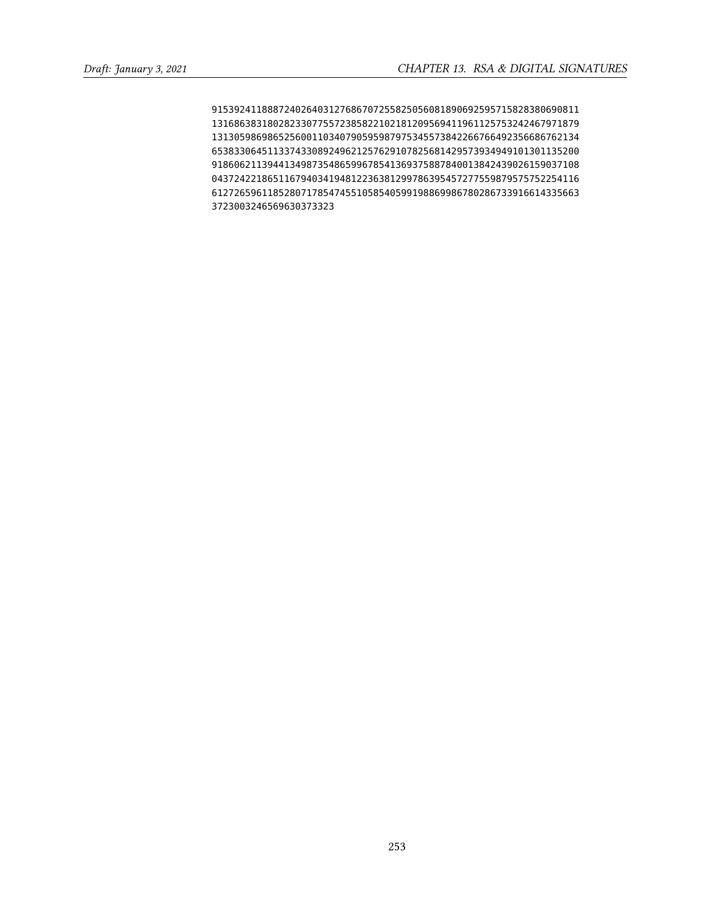```
9153924118887240264031276867072558250560818906925957158283806908 11
```

```
915392411888724026403127686707255825056081890692595715828380690811
131686383180282330775572385822102181209569411961125753242467971879
131305986986525600110340790595987975345573842266766492356686762134
653833064511337433089249621257629107825681429573934949101301135200
918606211394413498735486599678541369375887840013842439026159037108
043724221865116794034194812236381299786395457277559879575752254116
612726596118528071785474551058540599198869986780286733916614335663
37230032465696303733 23
```

```
915392411888724026403127686707255825056081890692595715828380690811
131686383180282330775572385822102181209569411961125753242467971879
131305986986525600110340790595987975345573842266766492356686762134
653833064511337433089249621257629107825681429573934949101301135200
918606211394413498735486599678541369375887840013842439026159037108
043724221865116794034194812236381299786395457277559879575752254116
612726596118528071785474551058540599198869986780286733916614335663
3723003246569630373323
```